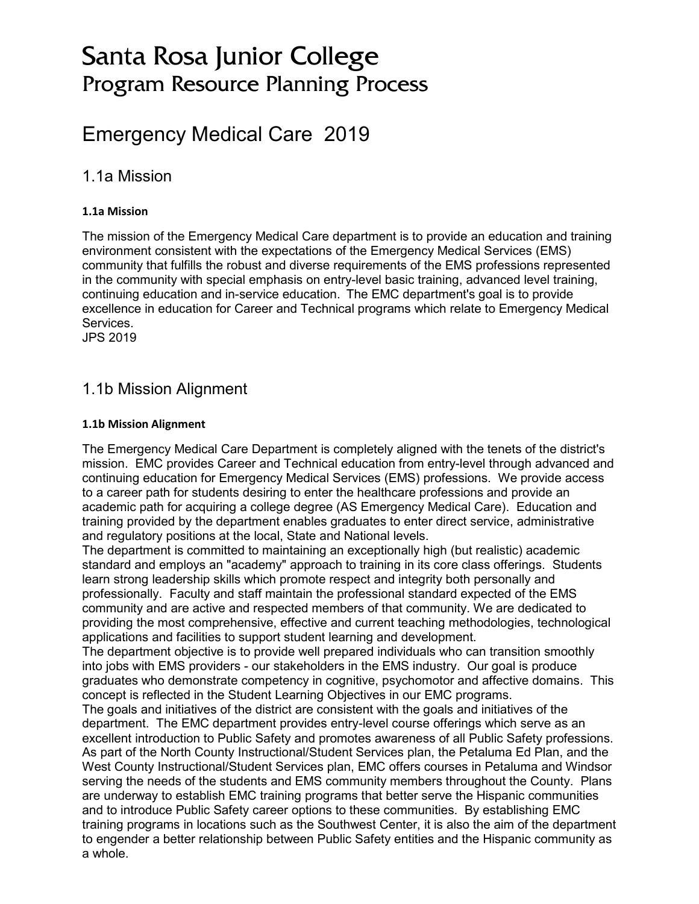# Santa Rosa Junior College
## Program Resource Planning Process

# Emergency Medical Care 2019

## 1.1a Mission

**1.1a Mission**

The mission of the Emergency Medical Care department is to provide an education and training environment consistent with the expectations of the Emergency Medical Services (EMS) community that fulfills the robust and diverse requirements of the EMS professions represented in the community with special emphasis on entry-level basic training, advanced level training, continuing education and in-service education. The EMC department's goal is to provide excellence in education for Career and Technical programs which relate to Emergency Medical Services.
JPS 2019

## 1.1b Mission Alignment

**1.1b Mission Alignment**

The Emergency Medical Care Department is completely aligned with the tenets of the district's mission. EMC provides Career and Technical education from entry-level through advanced and continuing education for Emergency Medical Services (EMS) professions. We provide access to a career path for students desiring to enter the healthcare professions and provide an academic path for acquiring a college degree (AS Emergency Medical Care). Education and training provided by the department enables graduates to enter direct service, administrative and regulatory positions at the local, State and National levels.
The department is committed to maintaining an exceptionally high (but realistic) academic standard and employs an "academy" approach to training in its core class offerings. Students learn strong leadership skills which promote respect and integrity both personally and professionally. Faculty and staff maintain the professional standard expected of the EMS community and are active and respected members of that community. We are dedicated to providing the most comprehensive, effective and current teaching methodologies, technological applications and facilities to support student learning and development.
The department objective is to provide well prepared individuals who can transition smoothly into jobs with EMS providers - our stakeholders in the EMS industry. Our goal is produce graduates who demonstrate competency in cognitive, psychomotor and affective domains. This concept is reflected in the Student Learning Objectives in our EMC programs.
The goals and initiatives of the district are consistent with the goals and initiatives of the department. The EMC department provides entry-level course offerings which serve as an excellent introduction to Public Safety and promotes awareness of all Public Safety professions. As part of the North County Instructional/Student Services plan, the Petaluma Ed Plan, and the West County Instructional/Student Services plan, EMC offers courses in Petaluma and Windsor serving the needs of the students and EMS community members throughout the County. Plans are underway to establish EMC training programs that better serve the Hispanic communities and to introduce Public Safety career options to these communities. By establishing EMC training programs in locations such as the Southwest Center, it is also the aim of the department to engender a better relationship between Public Safety entities and the Hispanic community as a whole.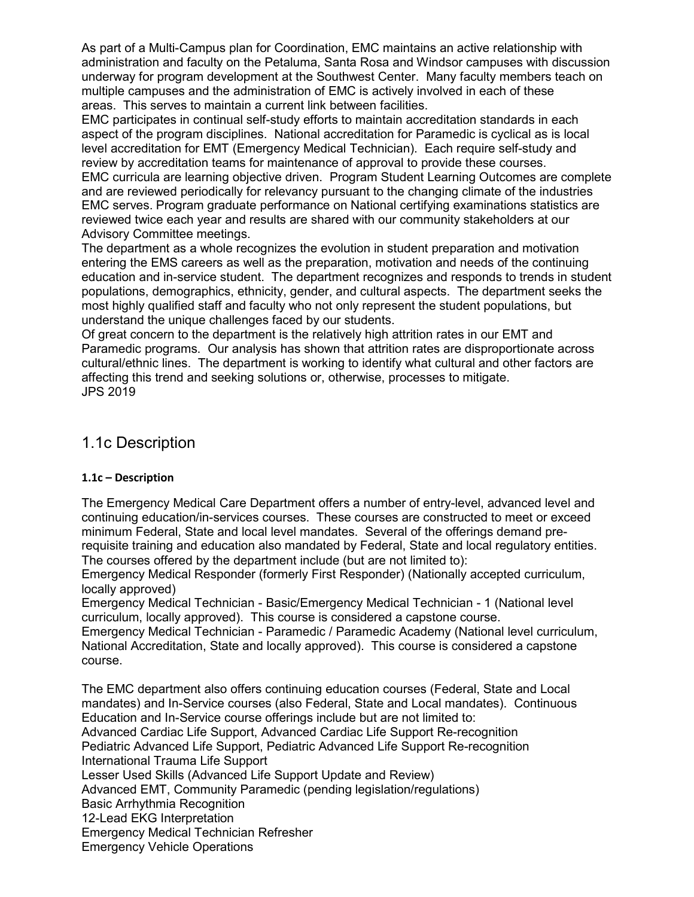As part of a Multi-Campus plan for Coordination, EMC maintains an active relationship with administration and faculty on the Petaluma, Santa Rosa and Windsor campuses with discussion underway for program development at the Southwest Center. Many faculty members teach on multiple campuses and the administration of EMC is actively involved in each of these areas. This serves to maintain a current link between facilities.

EMC participates in continual self-study efforts to maintain accreditation standards in each aspect of the program disciplines. National accreditation for Paramedic is cyclical as is local level accreditation for EMT (Emergency Medical Technician). Each require self-study and review by accreditation teams for maintenance of approval to provide these courses.

EMC curricula are learning objective driven. Program Student Learning Outcomes are complete and are reviewed periodically for relevancy pursuant to the changing climate of the industries EMC serves. Program graduate performance on National certifying examinations statistics are reviewed twice each year and results are shared with our community stakeholders at our Advisory Committee meetings.

The department as a whole recognizes the evolution in student preparation and motivation entering the EMS careers as well as the preparation, motivation and needs of the continuing education and in-service student. The department recognizes and responds to trends in student populations, demographics, ethnicity, gender, and cultural aspects. The department seeks the most highly qualified staff and faculty who not only represent the student populations, but understand the unique challenges faced by our students.

Of great concern to the department is the relatively high attrition rates in our EMT and Paramedic programs. Our analysis has shown that attrition rates are disproportionate across cultural/ethnic lines. The department is working to identify what cultural and other factors are affecting this trend and seeking solutions or, otherwise, processes to mitigate.

JPS 2019

## 1.1c Description

**1.1c – Description**

The Emergency Medical Care Department offers a number of entry-level, advanced level and continuing education/in-services courses. These courses are constructed to meet or exceed minimum Federal, State and local level mandates. Several of the offerings demand pre-requisite training and education also mandated by Federal, State and local regulatory entities. The courses offered by the department include (but are not limited to):

Emergency Medical Responder (formerly First Responder) (Nationally accepted curriculum, locally approved)

Emergency Medical Technician - Basic/Emergency Medical Technician - 1 (National level curriculum, locally approved). This course is considered a capstone course.

Emergency Medical Technician - Paramedic / Paramedic Academy (National level curriculum, National Accreditation, State and locally approved). This course is considered a capstone course.

The EMC department also offers continuing education courses (Federal, State and Local mandates) and In-Service courses (also Federal, State and Local mandates). Continuous Education and In-Service course offerings include but are not limited to:

Advanced Cardiac Life Support, Advanced Cardiac Life Support Re-recognition

Pediatric Advanced Life Support, Pediatric Advanced Life Support Re-recognition

International Trauma Life Support

Lesser Used Skills (Advanced Life Support Update and Review)

Advanced EMT, Community Paramedic (pending legislation/regulations)

Basic Arrhythmia Recognition

12-Lead EKG Interpretation

Emergency Medical Technician Refresher

Emergency Vehicle Operations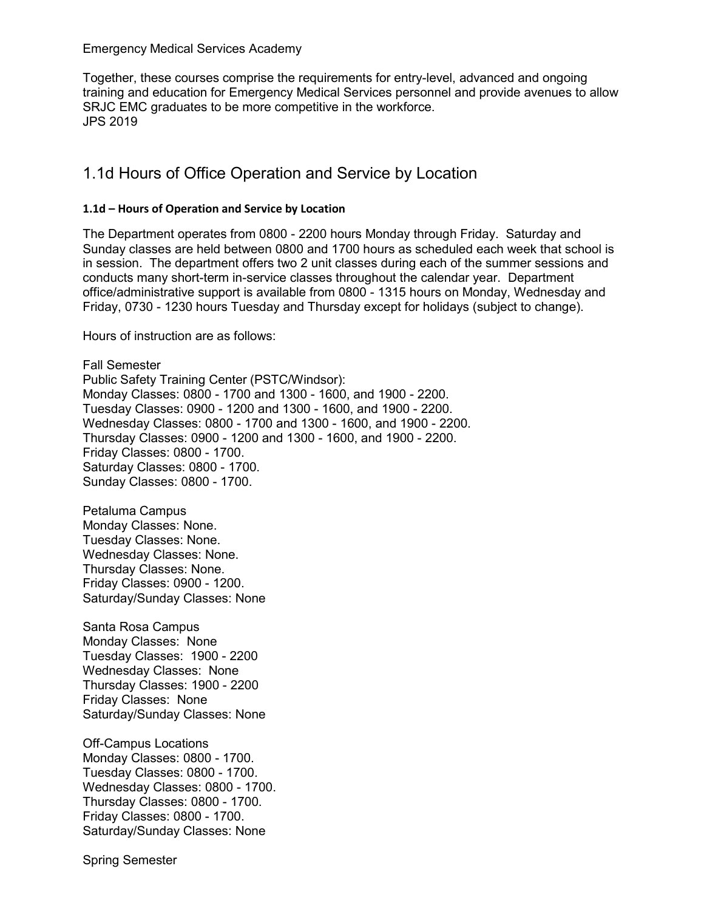Emergency Medical Services Academy

Together, these courses comprise the requirements for entry-level, advanced and ongoing training and education for Emergency Medical Services personnel and provide avenues to allow SRJC EMC graduates to be more competitive in the workforce.
JPS 2019

## 1.1d Hours of Office Operation and Service by Location

#### 1.1d – Hours of Operation and Service by Location

The Department operates from 0800 - 2200 hours Monday through Friday. Saturday and Sunday classes are held between 0800 and 1700 hours as scheduled each week that school is in session. The department offers two 2 unit classes during each of the summer sessions and conducts many short-term in-service classes throughout the calendar year. Department office/administrative support is available from 0800 - 1315 hours on Monday, Wednesday and Friday, 0730 - 1230 hours Tuesday and Thursday except for holidays (subject to change).

Hours of instruction are as follows:

Fall Semester
Public Safety Training Center (PSTC/Windsor):
Monday Classes: 0800 - 1700 and 1300 - 1600, and 1900 - 2200.
Tuesday Classes: 0900 - 1200 and 1300 - 1600, and 1900 - 2200.
Wednesday Classes: 0800 - 1700 and 1300 - 1600, and 1900 - 2200.
Thursday Classes: 0900 - 1200 and 1300 - 1600, and 1900 - 2200.
Friday Classes: 0800 - 1700.
Saturday Classes: 0800 - 1700.
Sunday Classes: 0800 - 1700.

Petaluma Campus
Monday Classes: None.
Tuesday Classes: None.
Wednesday Classes: None.
Thursday Classes: None.
Friday Classes: 0900 - 1200.
Saturday/Sunday Classes: None

Santa Rosa Campus
Monday Classes: None
Tuesday Classes: 1900 - 2200
Wednesday Classes: None
Thursday Classes: 1900 - 2200
Friday Classes: None
Saturday/Sunday Classes: None

Off-Campus Locations
Monday Classes: 0800 - 1700.
Tuesday Classes: 0800 - 1700.
Wednesday Classes: 0800 - 1700.
Thursday Classes: 0800 - 1700.
Friday Classes: 0800 - 1700.
Saturday/Sunday Classes: None

Spring Semester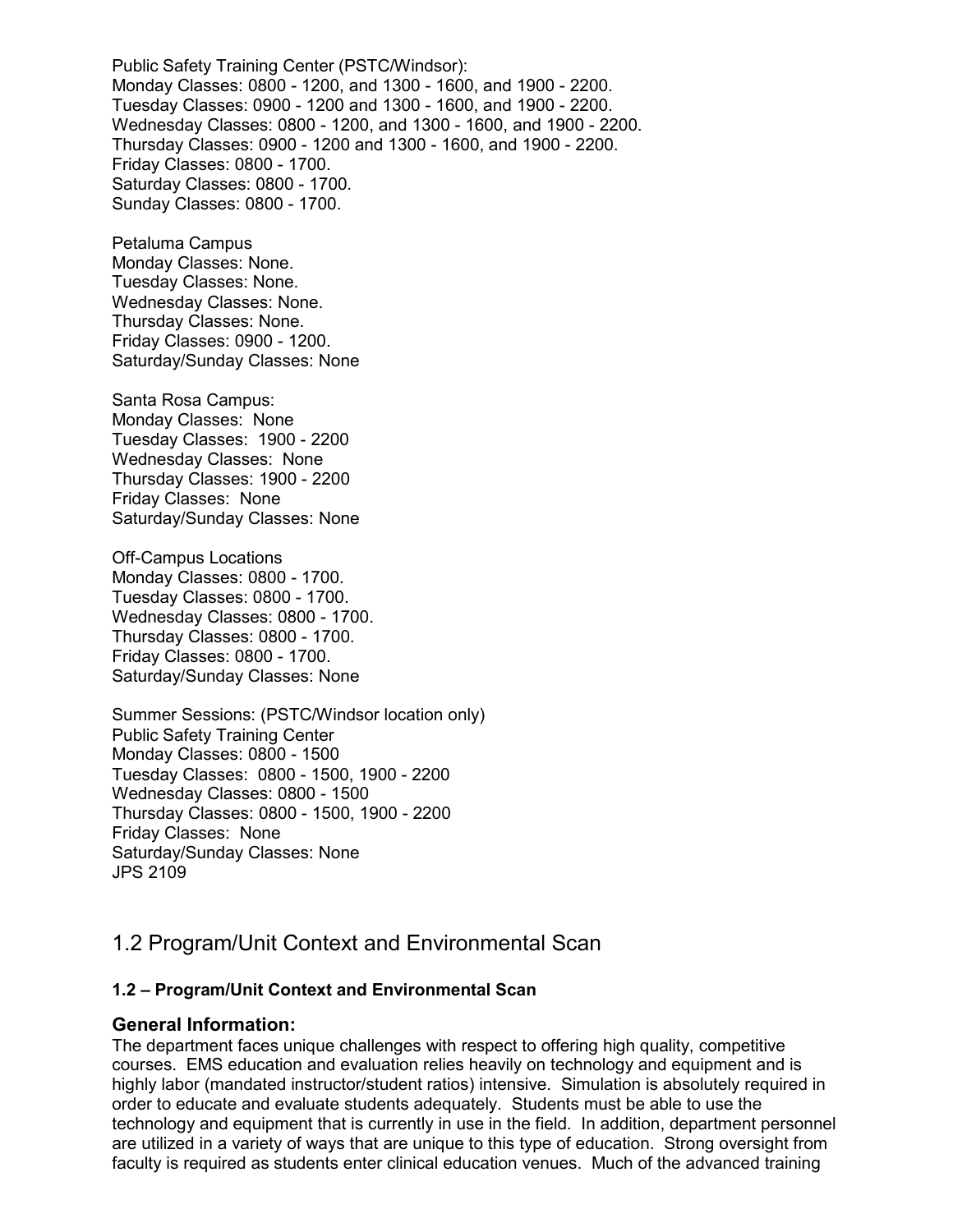Public Safety Training Center (PSTC/Windsor):
Monday Classes: 0800 - 1200, and 1300 - 1600, and 1900 - 2200.
Tuesday Classes: 0900 - 1200 and 1300 - 1600, and 1900 - 2200.
Wednesday Classes: 0800 - 1200, and 1300 - 1600, and 1900 - 2200.
Thursday Classes: 0900 - 1200 and 1300 - 1600, and 1900 - 2200.
Friday Classes: 0800 - 1700.
Saturday Classes: 0800 - 1700.
Sunday Classes: 0800 - 1700.

Petaluma Campus
Monday Classes: None.
Tuesday Classes: None.
Wednesday Classes: None.
Thursday Classes: None.
Friday Classes: 0900 - 1200.
Saturday/Sunday Classes: None

Santa Rosa Campus:
Monday Classes: None
Tuesday Classes: 1900 - 2200
Wednesday Classes: None
Thursday Classes: 1900 - 2200
Friday Classes: None
Saturday/Sunday Classes: None

Off-Campus Locations
Monday Classes: 0800 - 1700.
Tuesday Classes: 0800 - 1700.
Wednesday Classes: 0800 - 1700.
Thursday Classes: 0800 - 1700.
Friday Classes: 0800 - 1700.
Saturday/Sunday Classes: None

Summer Sessions: (PSTC/Windsor location only)
Public Safety Training Center
Monday Classes: 0800 - 1500
Tuesday Classes: 0800 - 1500, 1900 - 2200
Wednesday Classes: 0800 - 1500
Thursday Classes: 0800 - 1500, 1900 - 2200
Friday Classes: None
Saturday/Sunday Classes: None
JPS 2109

## 1.2 Program/Unit Context and Environmental Scan

**1.2 – Program/Unit Context and Environmental Scan**

### General Information:

The department faces unique challenges with respect to offering high quality, competitive courses. EMS education and evaluation relies heavily on technology and equipment and is highly labor (mandated instructor/student ratios) intensive. Simulation is absolutely required in order to educate and evaluate students adequately. Students must be able to use the technology and equipment that is currently in use in the field. In addition, department personnel are utilized in a variety of ways that are unique to this type of education. Strong oversight from faculty is required as students enter clinical education venues. Much of the advanced training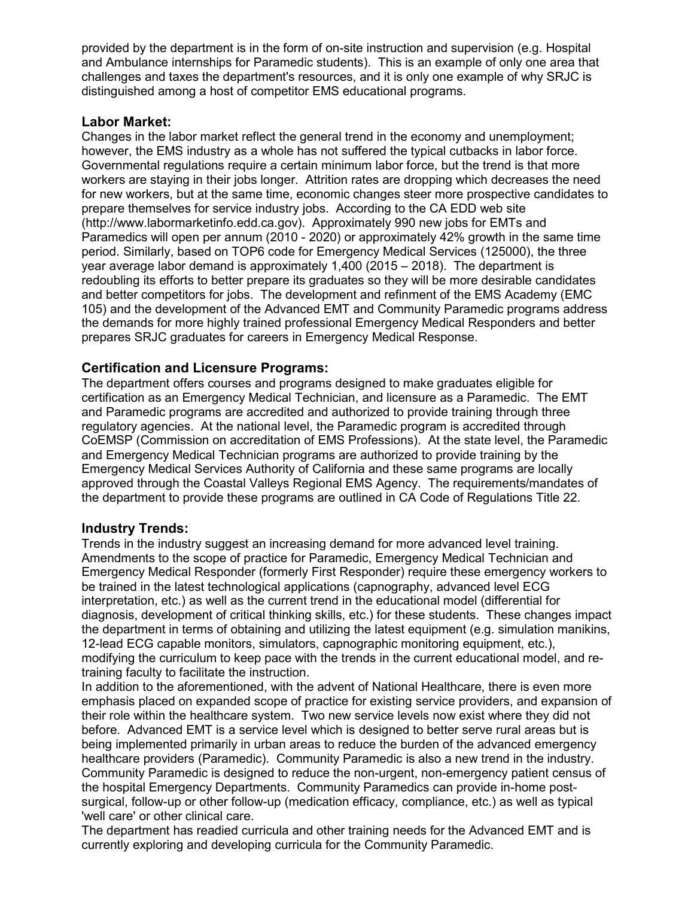provided by the department is in the form of on-site instruction and supervision (e.g. Hospital and Ambulance internships for Paramedic students). This is an example of only one area that challenges and taxes the department's resources, and it is only one example of why SRJC is distinguished among a host of competitor EMS educational programs.

### Labor Market:

Changes in the labor market reflect the general trend in the economy and unemployment; however, the EMS industry as a whole has not suffered the typical cutbacks in labor force. Governmental regulations require a certain minimum labor force, but the trend is that more workers are staying in their jobs longer. Attrition rates are dropping which decreases the need for new workers, but at the same time, economic changes steer more prospective candidates to prepare themselves for service industry jobs. According to the CA EDD web site (http://www.labormarketinfo.edd.ca.gov). Approximately 990 new jobs for EMTs and Paramedics will open per annum (2010 - 2020) or approximately 42% growth in the same time period. Similarly, based on TOP6 code for Emergency Medical Services (125000), the three year average labor demand is approximately 1,400 (2015 – 2018). The department is redoubling its efforts to better prepare its graduates so they will be more desirable candidates and better competitors for jobs. The development and refinment of the EMS Academy (EMC 105) and the development of the Advanced EMT and Community Paramedic programs address the demands for more highly trained professional Emergency Medical Responders and better prepares SRJC graduates for careers in Emergency Medical Response.

### Certification and Licensure Programs:

The department offers courses and programs designed to make graduates eligible for certification as an Emergency Medical Technician, and licensure as a Paramedic. The EMT and Paramedic programs are accredited and authorized to provide training through three regulatory agencies. At the national level, the Paramedic program is accredited through CoEMSP (Commission on accreditation of EMS Professions). At the state level, the Paramedic and Emergency Medical Technician programs are authorized to provide training by the Emergency Medical Services Authority of California and these same programs are locally approved through the Coastal Valleys Regional EMS Agency. The requirements/mandates of the department to provide these programs are outlined in CA Code of Regulations Title 22.

### Industry Trends:

Trends in the industry suggest an increasing demand for more advanced level training. Amendments to the scope of practice for Paramedic, Emergency Medical Technician and Emergency Medical Responder (formerly First Responder) require these emergency workers to be trained in the latest technological applications (capnography, advanced level ECG interpretation, etc.) as well as the current trend in the educational model (differential for diagnosis, development of critical thinking skills, etc.) for these students. These changes impact the department in terms of obtaining and utilizing the latest equipment (e.g. simulation manikins, 12-lead ECG capable monitors, simulators, capnographic monitoring equipment, etc.), modifying the curriculum to keep pace with the trends in the current educational model, and re-training faculty to facilitate the instruction.

In addition to the aforementioned, with the advent of National Healthcare, there is even more emphasis placed on expanded scope of practice for existing service providers, and expansion of their role within the healthcare system. Two new service levels now exist where they did not before. Advanced EMT is a service level which is designed to better serve rural areas but is being implemented primarily in urban areas to reduce the burden of the advanced emergency healthcare providers (Paramedic). Community Paramedic is also a new trend in the industry. Community Paramedic is designed to reduce the non-urgent, non-emergency patient census of the hospital Emergency Departments. Community Paramedics can provide in-home post-surgical, follow-up or other follow-up (medication efficacy, compliance, etc.) as well as typical 'well care' or other clinical care.

The department has readied curricula and other training needs for the Advanced EMT and is currently exploring and developing curricula for the Community Paramedic.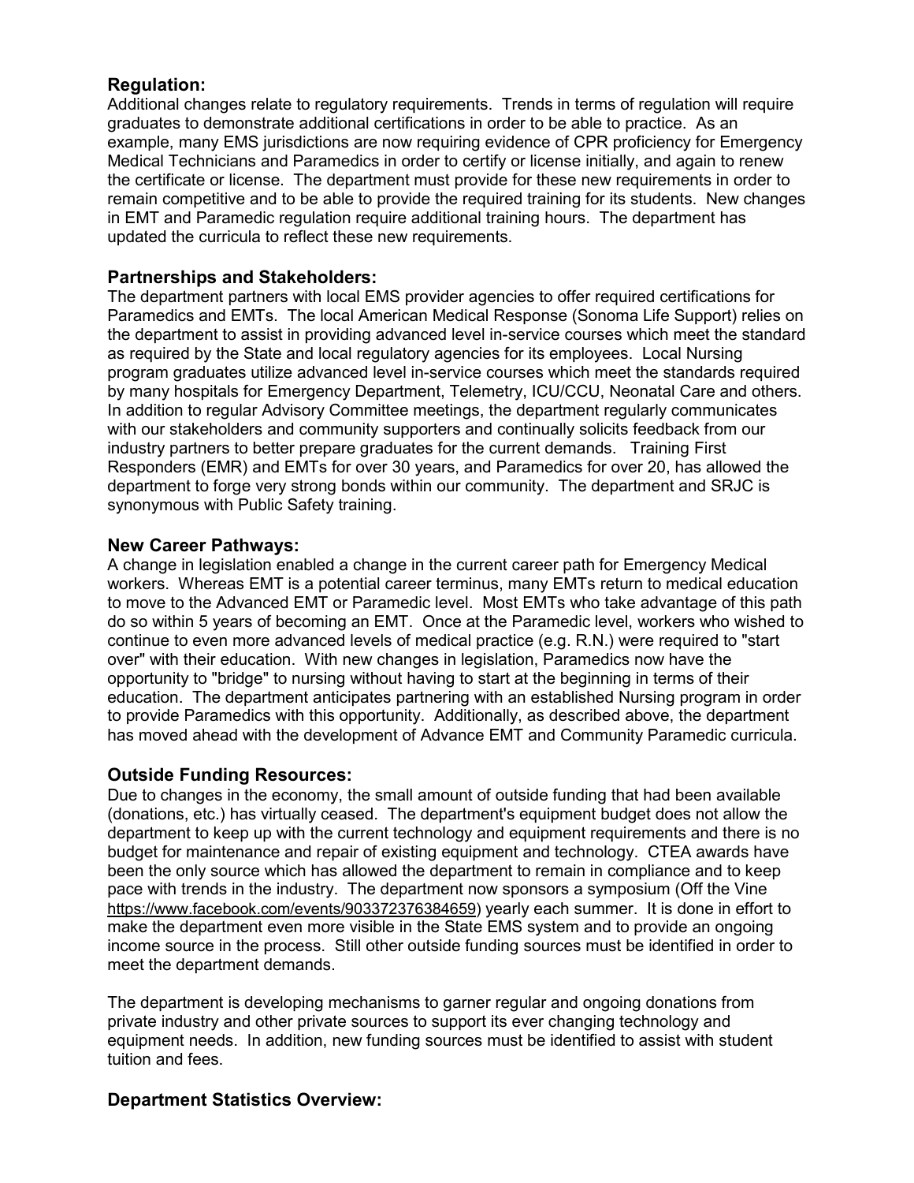### Regulation:

Additional changes relate to regulatory requirements. Trends in terms of regulation will require graduates to demonstrate additional certifications in order to be able to practice. As an example, many EMS jurisdictions are now requiring evidence of CPR proficiency for Emergency Medical Technicians and Paramedics in order to certify or license initially, and again to renew the certificate or license. The department must provide for these new requirements in order to remain competitive and to be able to provide the required training for its students. New changes in EMT and Paramedic regulation require additional training hours. The department has updated the curricula to reflect these new requirements.

### Partnerships and Stakeholders:

The department partners with local EMS provider agencies to offer required certifications for Paramedics and EMTs. The local American Medical Response (Sonoma Life Support) relies on the department to assist in providing advanced level in-service courses which meet the standard as required by the State and local regulatory agencies for its employees. Local Nursing program graduates utilize advanced level in-service courses which meet the standards required by many hospitals for Emergency Department, Telemetry, ICU/CCU, Neonatal Care and others. In addition to regular Advisory Committee meetings, the department regularly communicates with our stakeholders and community supporters and continually solicits feedback from our industry partners to better prepare graduates for the current demands. Training First Responders (EMR) and EMTs for over 30 years, and Paramedics for over 20, has allowed the department to forge very strong bonds within our community. The department and SRJC is synonymous with Public Safety training.

### New Career Pathways:

A change in legislation enabled a change in the current career path for Emergency Medical workers. Whereas EMT is a potential career terminus, many EMTs return to medical education to move to the Advanced EMT or Paramedic level. Most EMTs who take advantage of this path do so within 5 years of becoming an EMT. Once at the Paramedic level, workers who wished to continue to even more advanced levels of medical practice (e.g. R.N.) were required to "start over" with their education. With new changes in legislation, Paramedics now have the opportunity to "bridge" to nursing without having to start at the beginning in terms of their education. The department anticipates partnering with an established Nursing program in order to provide Paramedics with this opportunity. Additionally, as described above, the department has moved ahead with the development of Advance EMT and Community Paramedic curricula.

### Outside Funding Resources:

Due to changes in the economy, the small amount of outside funding that had been available (donations, etc.) has virtually ceased. The department's equipment budget does not allow the department to keep up with the current technology and equipment requirements and there is no budget for maintenance and repair of existing equipment and technology. CTEA awards have been the only source which has allowed the department to remain in compliance and to keep pace with trends in the industry. The department now sponsors a symposium (Off the Vine https://www.facebook.com/events/903372376384659) yearly each summer. It is done in effort to make the department even more visible in the State EMS system and to provide an ongoing income source in the process. Still other outside funding sources must be identified in order to meet the department demands.

The department is developing mechanisms to garner regular and ongoing donations from private industry and other private sources to support its ever changing technology and equipment needs. In addition, new funding sources must be identified to assist with student tuition and fees.

### Department Statistics Overview: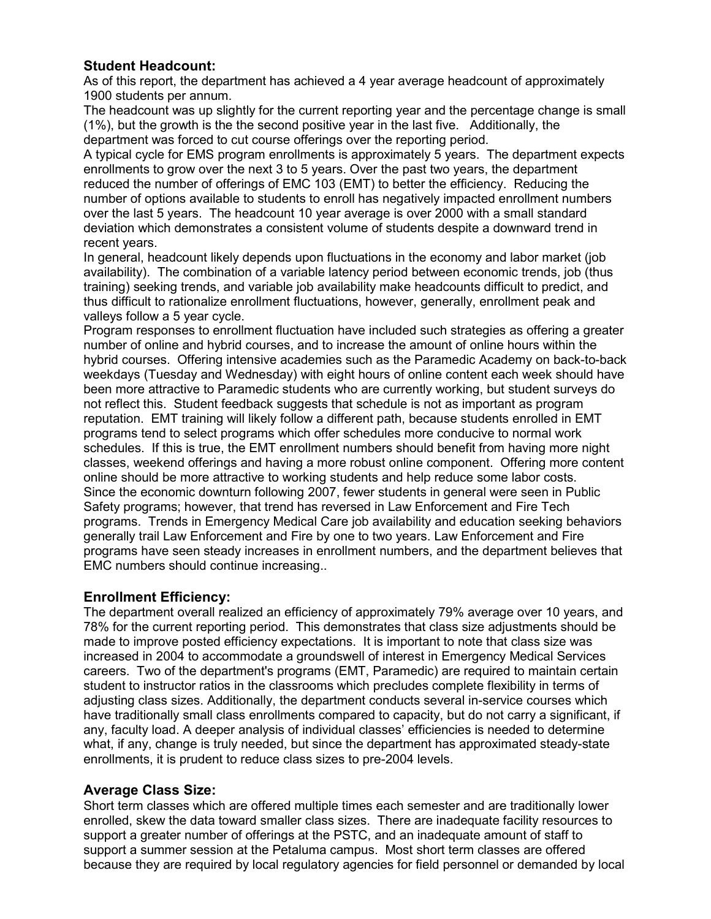### Student Headcount:

As of this report, the department has achieved a 4 year average headcount of approximately 1900 students per annum.

The headcount was up slightly for the current reporting year and the percentage change is small (1%), but the growth is the the second positive year in the last five. Additionally, the department was forced to cut course offerings over the reporting period.

A typical cycle for EMS program enrollments is approximately 5 years. The department expects enrollments to grow over the next 3 to 5 years. Over the past two years, the department reduced the number of offerings of EMC 103 (EMT) to better the efficiency. Reducing the number of options available to students to enroll has negatively impacted enrollment numbers over the last 5 years. The headcount 10 year average is over 2000 with a small standard deviation which demonstrates a consistent volume of students despite a downward trend in recent years.

In general, headcount likely depends upon fluctuations in the economy and labor market (job availability). The combination of a variable latency period between economic trends, job (thus training) seeking trends, and variable job availability make headcounts difficult to predict, and thus difficult to rationalize enrollment fluctuations, however, generally, enrollment peak and valleys follow a 5 year cycle.

Program responses to enrollment fluctuation have included such strategies as offering a greater number of online and hybrid courses, and to increase the amount of online hours within the hybrid courses. Offering intensive academies such as the Paramedic Academy on back-to-back weekdays (Tuesday and Wednesday) with eight hours of online content each week should have been more attractive to Paramedic students who are currently working, but student surveys do not reflect this. Student feedback suggests that schedule is not as important as program reputation. EMT training will likely follow a different path, because students enrolled in EMT programs tend to select programs which offer schedules more conducive to normal work schedules. If this is true, the EMT enrollment numbers should benefit from having more night classes, weekend offerings and having a more robust online component. Offering more content online should be more attractive to working students and help reduce some labor costs.

Since the economic downturn following 2007, fewer students in general were seen in Public Safety programs; however, that trend has reversed in Law Enforcement and Fire Tech programs. Trends in Emergency Medical Care job availability and education seeking behaviors generally trail Law Enforcement and Fire by one to two years. Law Enforcement and Fire programs have seen steady increases in enrollment numbers, and the department believes that EMC numbers should continue increasing..

### Enrollment Efficiency:

The department overall realized an efficiency of approximately 79% average over 10 years, and 78% for the current reporting period. This demonstrates that class size adjustments should be made to improve posted efficiency expectations. It is important to note that class size was increased in 2004 to accommodate a groundswell of interest in Emergency Medical Services careers. Two of the department's programs (EMT, Paramedic) are required to maintain certain student to instructor ratios in the classrooms which precludes complete flexibility in terms of adjusting class sizes. Additionally, the department conducts several in-service courses which have traditionally small class enrollments compared to capacity, but do not carry a significant, if any, faculty load. A deeper analysis of individual classes' efficiencies is needed to determine what, if any, change is truly needed, but since the department has approximated steady-state enrollments, it is prudent to reduce class sizes to pre-2004 levels.

### Average Class Size:

Short term classes which are offered multiple times each semester and are traditionally lower enrolled, skew the data toward smaller class sizes. There are inadequate facility resources to support a greater number of offerings at the PSTC, and an inadequate amount of staff to support a summer session at the Petaluma campus. Most short term classes are offered because they are required by local regulatory agencies for field personnel or demanded by local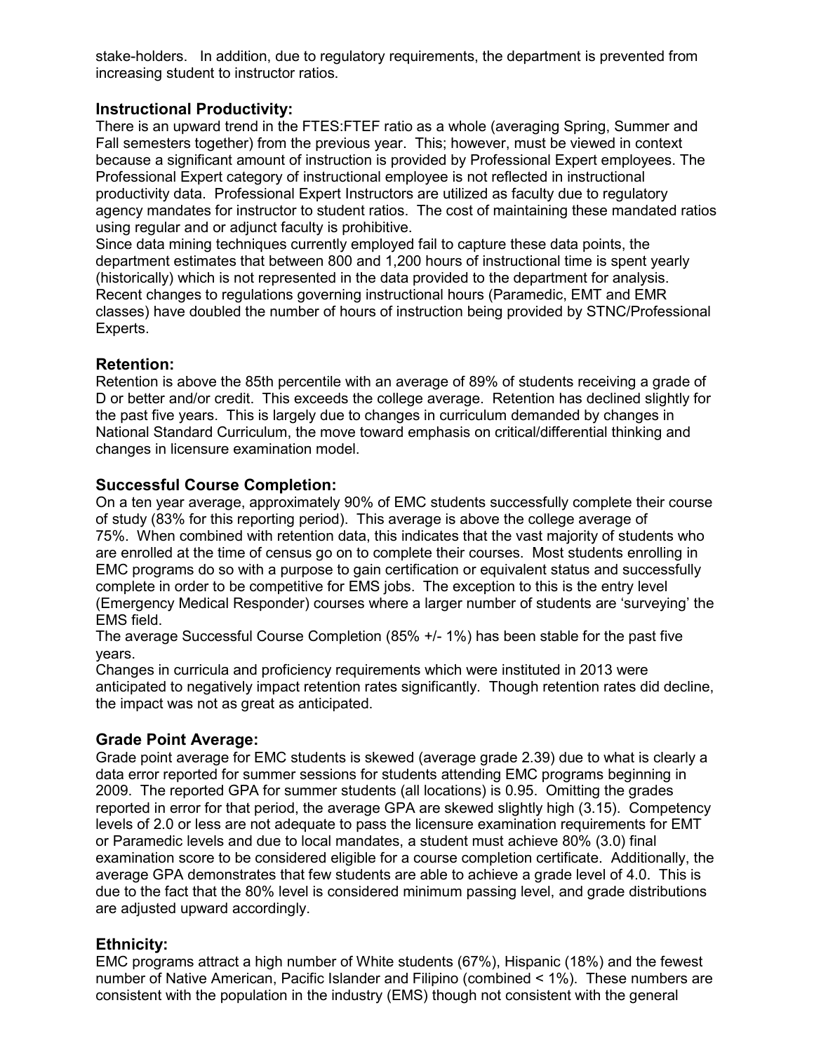stake-holders. In addition, due to regulatory requirements, the department is prevented from increasing student to instructor ratios.

## Instructional Productivity:

There is an upward trend in the FTES:FTEF ratio as a whole (averaging Spring, Summer and Fall semesters together) from the previous year. This; however, must be viewed in context because a significant amount of instruction is provided by Professional Expert employees. The Professional Expert category of instructional employee is not reflected in instructional productivity data. Professional Expert Instructors are utilized as faculty due to regulatory agency mandates for instructor to student ratios. The cost of maintaining these mandated ratios using regular and or adjunct faculty is prohibitive.

Since data mining techniques currently employed fail to capture these data points, the department estimates that between 800 and 1,200 hours of instructional time is spent yearly (historically) which is not represented in the data provided to the department for analysis. Recent changes to regulations governing instructional hours (Paramedic, EMT and EMR classes) have doubled the number of hours of instruction being provided by STNC/Professional Experts.

## Retention:

Retention is above the 85th percentile with an average of 89% of students receiving a grade of D or better and/or credit. This exceeds the college average. Retention has declined slightly for the past five years. This is largely due to changes in curriculum demanded by changes in National Standard Curriculum, the move toward emphasis on critical/differential thinking and changes in licensure examination model.

## Successful Course Completion:

On a ten year average, approximately 90% of EMC students successfully complete their course of study (83% for this reporting period). This average is above the college average of 75%. When combined with retention data, this indicates that the vast majority of students who are enrolled at the time of census go on to complete their courses. Most students enrolling in EMC programs do so with a purpose to gain certification or equivalent status and successfully complete in order to be competitive for EMS jobs. The exception to this is the entry level (Emergency Medical Responder) courses where a larger number of students are 'surveying' the EMS field.

The average Successful Course Completion (85% +/- 1%) has been stable for the past five years.

Changes in curricula and proficiency requirements which were instituted in 2013 were anticipated to negatively impact retention rates significantly. Though retention rates did decline, the impact was not as great as anticipated.

## Grade Point Average:

Grade point average for EMC students is skewed (average grade 2.39) due to what is clearly a data error reported for summer sessions for students attending EMC programs beginning in 2009. The reported GPA for summer students (all locations) is 0.95. Omitting the grades reported in error for that period, the average GPA are skewed slightly high (3.15). Competency levels of 2.0 or less are not adequate to pass the licensure examination requirements for EMT or Paramedic levels and due to local mandates, a student must achieve 80% (3.0) final examination score to be considered eligible for a course completion certificate. Additionally, the average GPA demonstrates that few students are able to achieve a grade level of 4.0. This is due to the fact that the 80% level is considered minimum passing level, and grade distributions are adjusted upward accordingly.

## Ethnicity:

EMC programs attract a high number of White students (67%), Hispanic (18%) and the fewest number of Native American, Pacific Islander and Filipino (combined < 1%). These numbers are consistent with the population in the industry (EMS) though not consistent with the general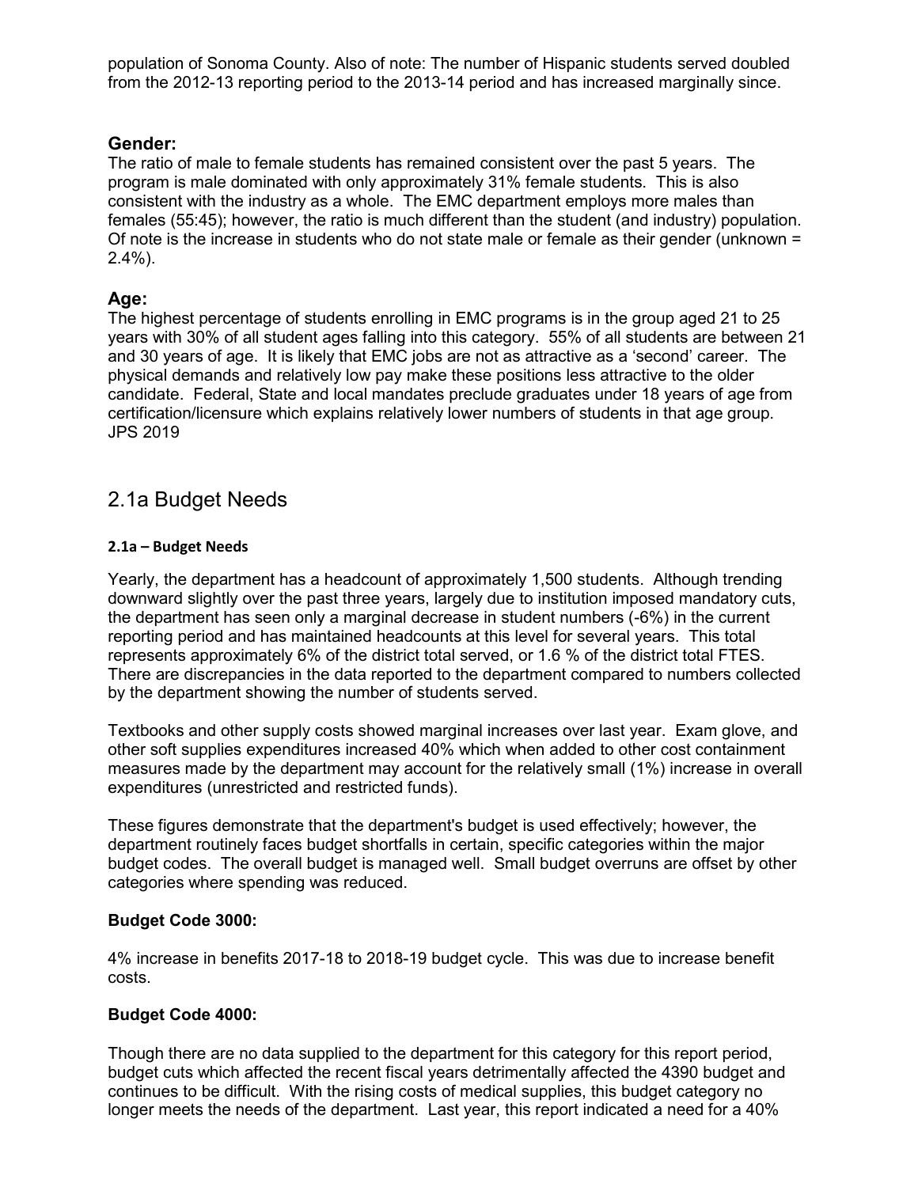population of Sonoma County. Also of note: The number of Hispanic students served doubled from the 2012-13 reporting period to the 2013-14 period and has increased marginally since.

### Gender:

The ratio of male to female students has remained consistent over the past 5 years. The program is male dominated with only approximately 31% female students. This is also consistent with the industry as a whole. The EMC department employs more males than females (55:45); however, the ratio is much different than the student (and industry) population. Of note is the increase in students who do not state male or female as their gender (unknown = 2.4%).

### Age:

The highest percentage of students enrolling in EMC programs is in the group aged 21 to 25 years with 30% of all student ages falling into this category. 55% of all students are between 21 and 30 years of age. It is likely that EMC jobs are not as attractive as a 'second' career. The physical demands and relatively low pay make these positions less attractive to the older candidate. Federal, State and local mandates preclude graduates under 18 years of age from certification/licensure which explains relatively lower numbers of students in that age group. JPS 2019

## 2.1a Budget Needs

#### 2.1a – Budget Needs

Yearly, the department has a headcount of approximately 1,500 students. Although trending downward slightly over the past three years, largely due to institution imposed mandatory cuts, the department has seen only a marginal decrease in student numbers (-6%) in the current reporting period and has maintained headcounts at this level for several years. This total represents approximately 6% of the district total served, or 1.6 % of the district total FTES. There are discrepancies in the data reported to the department compared to numbers collected by the department showing the number of students served.

Textbooks and other supply costs showed marginal increases over last year. Exam glove, and other soft supplies expenditures increased 40% which when added to other cost containment measures made by the department may account for the relatively small (1%) increase in overall expenditures (unrestricted and restricted funds).

These figures demonstrate that the department's budget is used effectively; however, the department routinely faces budget shortfalls in certain, specific categories within the major budget codes. The overall budget is managed well. Small budget overruns are offset by other categories where spending was reduced.

**Budget Code 3000:**

4% increase in benefits 2017-18 to 2018-19 budget cycle. This was due to increase benefit costs.

**Budget Code 4000:**

Though there are no data supplied to the department for this category for this report period, budget cuts which affected the recent fiscal years detrimentally affected the 4390 budget and continues to be difficult. With the rising costs of medical supplies, this budget category no longer meets the needs of the department. Last year, this report indicated a need for a 40%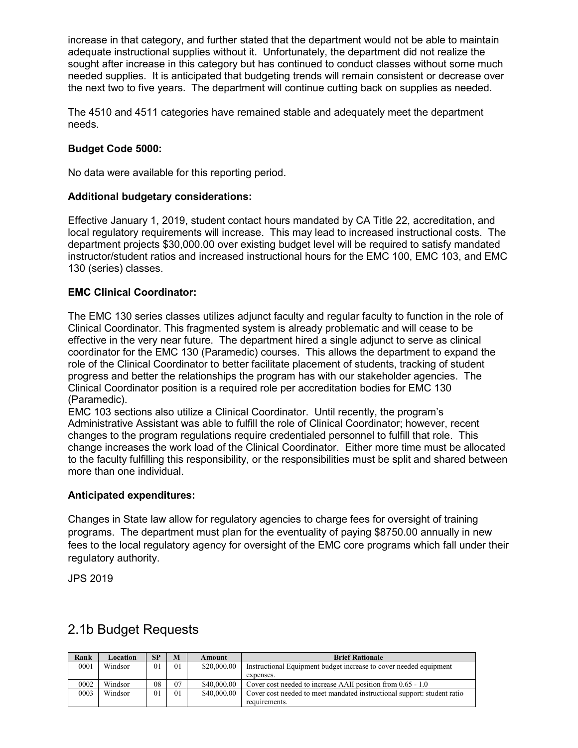increase in that category, and further stated that the department would not be able to maintain adequate instructional supplies without it. Unfortunately, the department did not realize the sought after increase in this category but has continued to conduct classes without some much needed supplies. It is anticipated that budgeting trends will remain consistent or decrease over the next two to five years. The department will continue cutting back on supplies as needed.

The 4510 and 4511 categories have remained stable and adequately meet the department needs.

**Budget Code 5000:**

No data were available for this reporting period.

**Additional budgetary considerations:**

Effective January 1, 2019, student contact hours mandated by CA Title 22, accreditation, and local regulatory requirements will increase. This may lead to increased instructional costs. The department projects $30,000.00 over existing budget level will be required to satisfy mandated instructor/student ratios and increased instructional hours for the EMC 100, EMC 103, and EMC 130 (series) classes.

**EMC Clinical Coordinator:**

The EMC 130 series classes utilizes adjunct faculty and regular faculty to function in the role of Clinical Coordinator. This fragmented system is already problematic and will cease to be effective in the very near future. The department hired a single adjunct to serve as clinical coordinator for the EMC 130 (Paramedic) courses. This allows the department to expand the role of the Clinical Coordinator to better facilitate placement of students, tracking of student progress and better the relationships the program has with our stakeholder agencies. The Clinical Coordinator position is a required role per accreditation bodies for EMC 130 (Paramedic).
EMC 103 sections also utilize a Clinical Coordinator. Until recently, the program's Administrative Assistant was able to fulfill the role of Clinical Coordinator; however, recent changes to the program regulations require credentialed personnel to fulfill that role. This change increases the work load of the Clinical Coordinator. Either more time must be allocated to the faculty fulfilling this responsibility, or the responsibilities must be split and shared between more than one individual.

**Anticipated expenditures:**

Changes in State law allow for regulatory agencies to charge fees for oversight of training programs. The department must plan for the eventuality of paying $8750.00 annually in new fees to the local regulatory agency for oversight of the EMC core programs which fall under their regulatory authority.

JPS 2019

## 2.1b Budget Requests

| Rank | Location | SP | M | Amount | Brief Rationale |
|---|---|---|---|---|---|
| 0001 | Windsor | 01 | 01 | $20,000.00 | Instructional Equipment budget increase to cover needed equipment expenses. |
| 0002 | Windsor | 08 | 07 | $40,000.00 | Cover cost needed to increase AAII position from 0.65 - 1.0 |
| 0003 | Windsor | 01 | 01 | $40,000.00 | Cover cost needed to meet mandated instructional support: student ratio requirements. |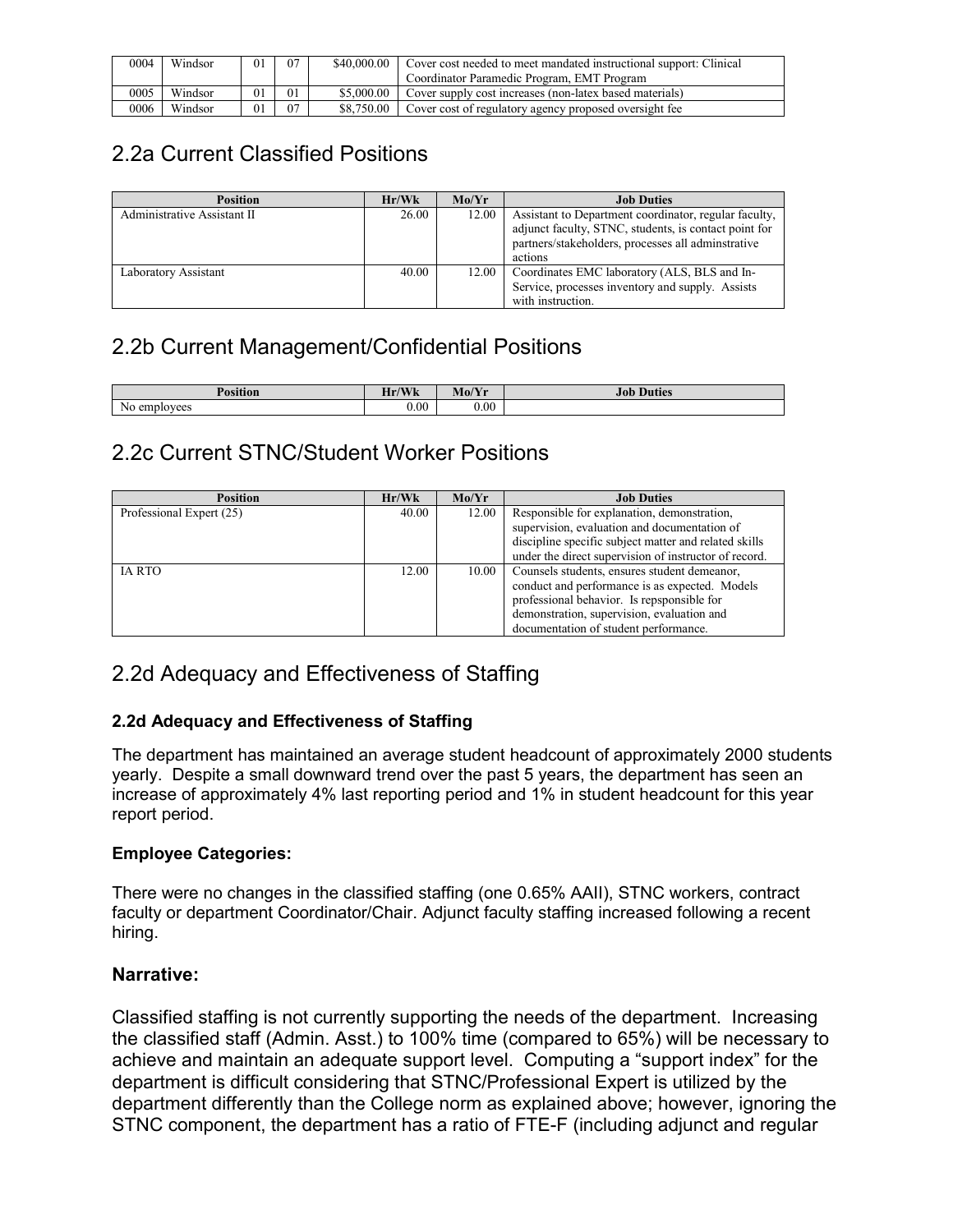| 0004 | Windsor | 01 | 07 | $40,000.00 | Cover cost needed to meet mandated instructional support: Clinical Coordinator Paramedic Program, EMT Program |
|---|---|---|---|---|---|
| 0005 | Windsor | 01 | 01 | $5,000.00 | Cover supply cost increases (non-latex based materials) |
| 0006 | Windsor | 01 | 07 | $8,750.00 | Cover cost of regulatory agency proposed oversight fee |

## 2.2a Current Classified Positions

| Position | Hr/Wk | Mo/Yr | Job Duties |
|---|---|---|---|
| Administrative Assistant II | 26.00 | 12.00 | Assistant to Department coordinator, regular faculty, adjunct faculty, STNC, students, is contact point for partners/stakeholders, processes all adminstrative actions |
| Laboratory Assistant | 40.00 | 12.00 | Coordinates EMC laboratory (ALS, BLS and In-Service, processes inventory and supply. Assists with instruction. |

## 2.2b Current Management/Confidential Positions

| Position | Hr/Wk | Mo/Yr | Job Duties |
|---|---|---|---|
| No employees | 0.00 | 0.00 | |

## 2.2c Current STNC/Student Worker Positions

| Position | Hr/Wk | Mo/Yr | Job Duties |
|---|---|---|---|
| Professional Expert (25) | 40.00 | 12.00 | Responsible for explanation, demonstration, supervision, evaluation and documentation of discipline specific subject matter and related skills under the direct supervision of instructor of record. |
| IA RTO | 12.00 | 10.00 | Counsels students, ensures student demeanor, conduct and performance is as expected. Models professional behavior. Is repsponsible for demonstration, supervision, evaluation and documentation of student performance. |

## 2.2d Adequacy and Effectiveness of Staffing

**2.2d Adequacy and Effectiveness of Staffing**

The department has maintained an average student headcount of approximately 2000 students yearly. Despite a small downward trend over the past 5 years, the department has seen an increase of approximately 4% last reporting period and 1% in student headcount for this year report period.

**Employee Categories:**

There were no changes in the classified staffing (one 0.65% AAII), STNC workers, contract faculty or department Coordinator/Chair. Adjunct faculty staffing increased following a recent hiring.

### Narrative:

Classified staffing is not currently supporting the needs of the department. Increasing the classified staff (Admin. Asst.) to 100% time (compared to 65%) will be necessary to achieve and maintain an adequate support level. Computing a "support index" for the department is difficult considering that STNC/Professional Expert is utilized by the department differently than the College norm as explained above; however, ignoring the STNC component, the department has a ratio of FTE-F (including adjunct and regular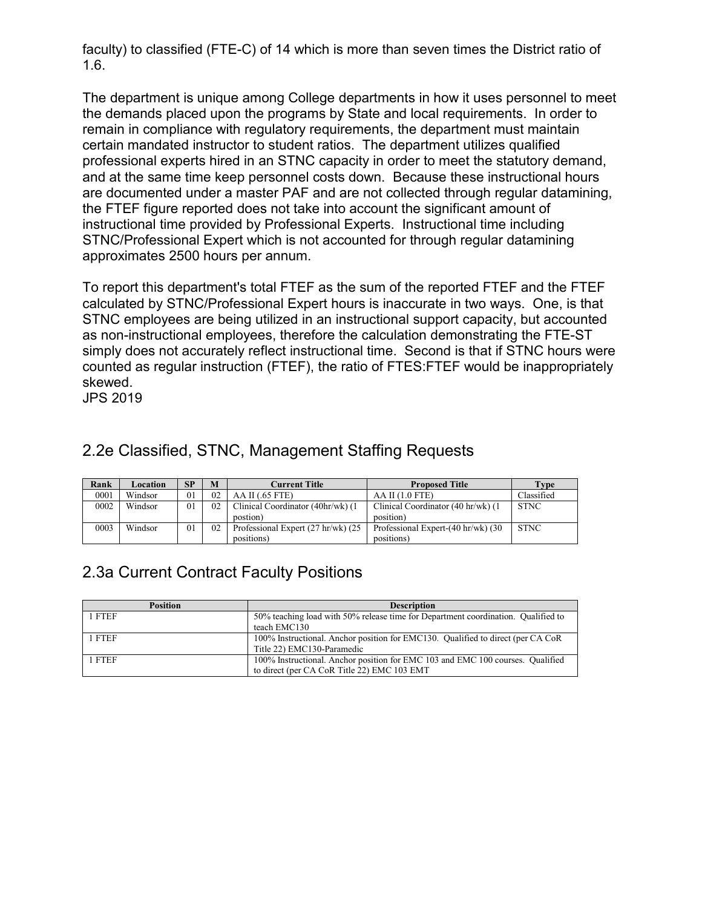faculty) to classified (FTE-C) of 14 which is more than seven times the District ratio of 1.6.

The department is unique among College departments in how it uses personnel to meet the demands placed upon the programs by State and local requirements. In order to remain in compliance with regulatory requirements, the department must maintain certain mandated instructor to student ratios. The department utilizes qualified professional experts hired in an STNC capacity in order to meet the statutory demand, and at the same time keep personnel costs down. Because these instructional hours are documented under a master PAF and are not collected through regular datamining, the FTEF figure reported does not take into account the significant amount of instructional time provided by Professional Experts. Instructional time including STNC/Professional Expert which is not accounted for through regular datamining approximates 2500 hours per annum.

To report this department's total FTEF as the sum of the reported FTEF and the FTEF calculated by STNC/Professional Expert hours is inaccurate in two ways. One, is that STNC employees are being utilized in an instructional support capacity, but accounted as non-instructional employees, therefore the calculation demonstrating the FTE-ST simply does not accurately reflect instructional time. Second is that if STNC hours were counted as regular instruction (FTEF), the ratio of FTES:FTEF would be inappropriately skewed.
JPS 2019

## 2.2e Classified, STNC, Management Staffing Requests

| Rank | Location | SP | M | Current Title | Proposed Title | Type |
|---|---|---|---|---|---|---|
| 0001 | Windsor | 01 | 02 | AA II (.65 FTE) | AA II (1.0 FTE) | Classified |
| 0002 | Windsor | 01 | 02 | Clinical Coordinator (40hr/wk) (1 postion) | Clinical Coordinator (40 hr/wk) (1 position) | STNC |
| 0003 | Windsor | 01 | 02 | Professional Expert (27 hr/wk) (25 positions) | Professional Expert-(40 hr/wk) (30 positions) | STNC |

## 2.3a Current Contract Faculty Positions

| Position | Description |
|---|---|
| 1 FTEF | 50% teaching load with 50% release time for Department coordination. Qualified to teach EMC130 |
| 1 FTEF | 100% Instructional. Anchor position for EMC130. Qualified to direct (per CA CoR Title 22) EMC130-Paramedic |
| 1 FTEF | 100% Instructional. Anchor position for EMC 103 and EMC 100 courses. Qualified to direct (per CA CoR Title 22) EMC 103 EMT |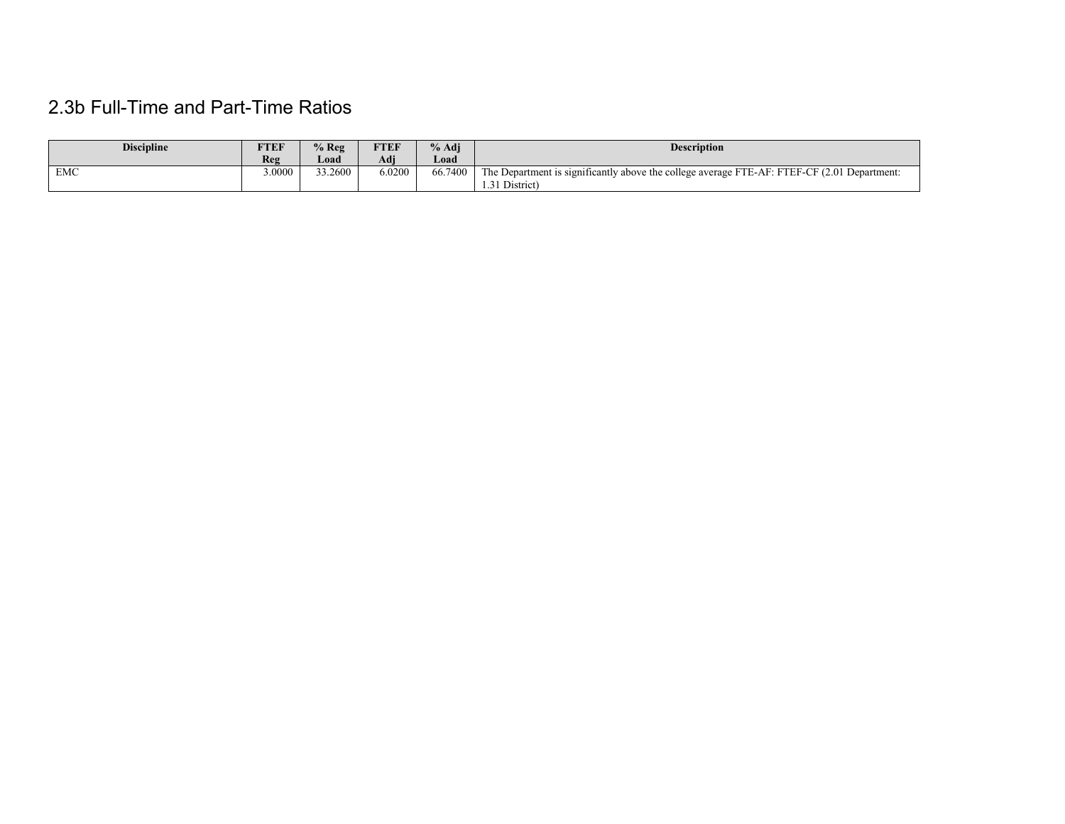## 2.3b Full-Time and Part-Time Ratios

| Discipline | FTEF Reg | % Reg Load | FTEF Adj | % Adj Load | Description |
|---|---|---|---|---|---|
| EMC | 3.0000 | 33.2600 | 6.0200 | 66.7400 | The Department is significantly above the college average FTE-AF: FTEF-CF (2.01 Department: 1.31 District) |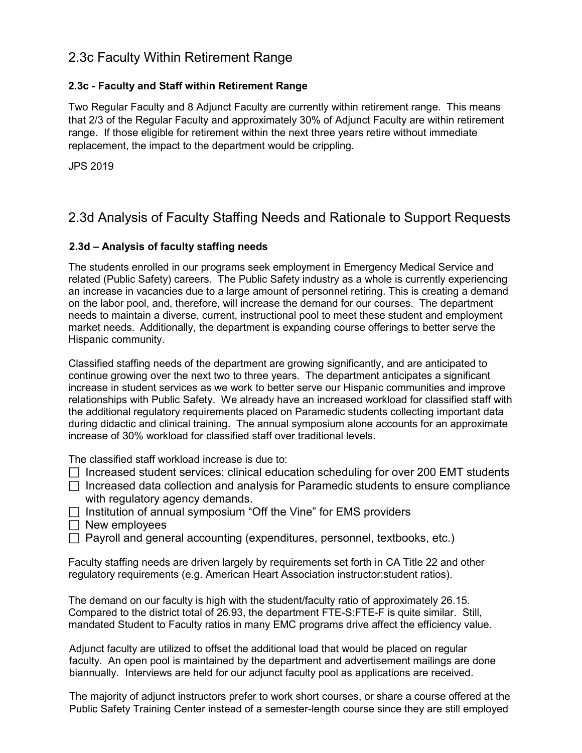## 2.3c Faculty Within Retirement Range

### 2.3c - Faculty and Staff within Retirement Range

Two Regular Faculty and 8 Adjunct Faculty are currently within retirement range. This means that 2/3 of the Regular Faculty and approximately 30% of Adjunct Faculty are within retirement range. If those eligible for retirement within the next three years retire without immediate replacement, the impact to the department would be crippling.

JPS 2019

## 2.3d Analysis of Faculty Staffing Needs and Rationale to Support Requests

### 2.3d – Analysis of faculty staffing needs

The students enrolled in our programs seek employment in Emergency Medical Service and related (Public Safety) careers. The Public Safety industry as a whole is currently experiencing an increase in vacancies due to a large amount of personnel retiring. This is creating a demand on the labor pool, and, therefore, will increase the demand for our courses. The department needs to maintain a diverse, current, instructional pool to meet these student and employment market needs. Additionally, the department is expanding course offerings to better serve the Hispanic community.

Classified staffing needs of the department are growing significantly, and are anticipated to continue growing over the next two to three years. The department anticipates a significant increase in student services as we work to better serve our Hispanic communities and improve relationships with Public Safety. We already have an increased workload for classified staff with the additional regulatory requirements placed on Paramedic students collecting important data during didactic and clinical training. The annual symposium alone accounts for an approximate increase of 30% workload for classified staff over traditional levels.

The classified staff workload increase is due to:

- ☐ Increased student services: clinical education scheduling for over 200 EMT students
- ☐ Increased data collection and analysis for Paramedic students to ensure compliance with regulatory agency demands.
- ☐ Institution of annual symposium "Off the Vine" for EMS providers
- ☐ New employees
- ☐ Payroll and general accounting (expenditures, personnel, textbooks, etc.)

Faculty staffing needs are driven largely by requirements set forth in CA Title 22 and other regulatory requirements (e.g. American Heart Association instructor:student ratios).

The demand on our faculty is high with the student/faculty ratio of approximately 26.15. Compared to the district total of 26.93, the department FTE-S:FTE-F is quite similar. Still, mandated Student to Faculty ratios in many EMC programs drive affect the efficiency value.

Adjunct faculty are utilized to offset the additional load that would be placed on regular faculty. An open pool is maintained by the department and advertisement mailings are done biannually. Interviews are held for our adjunct faculty pool as applications are received.

The majority of adjunct instructors prefer to work short courses, or share a course offered at the Public Safety Training Center instead of a semester-length course since they are still employed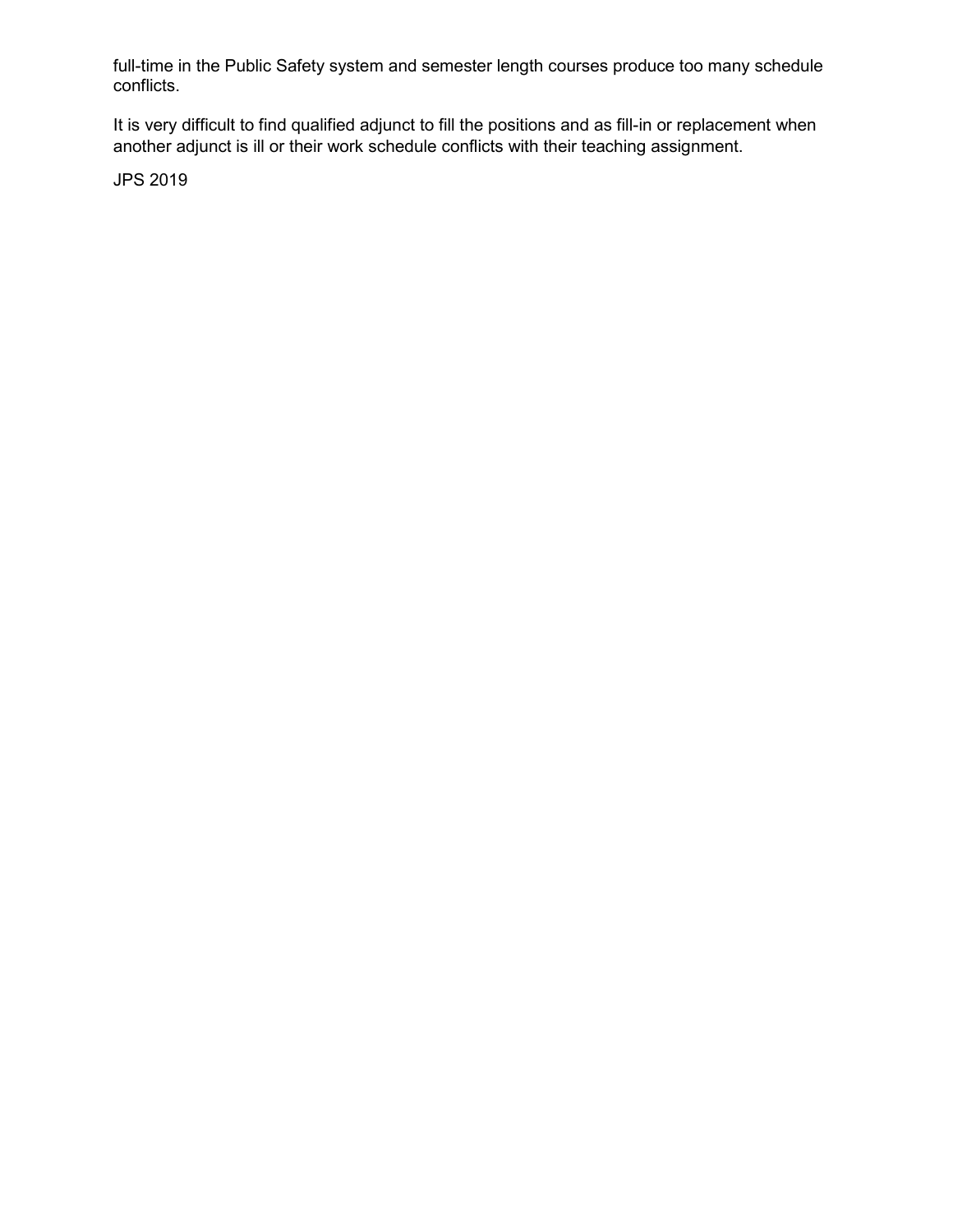full-time in the Public Safety system and semester length courses produce too many schedule conflicts.

It is very difficult to find qualified adjunct to fill the positions and as fill-in or replacement when another adjunct is ill or their work schedule conflicts with their teaching assignment.

JPS 2019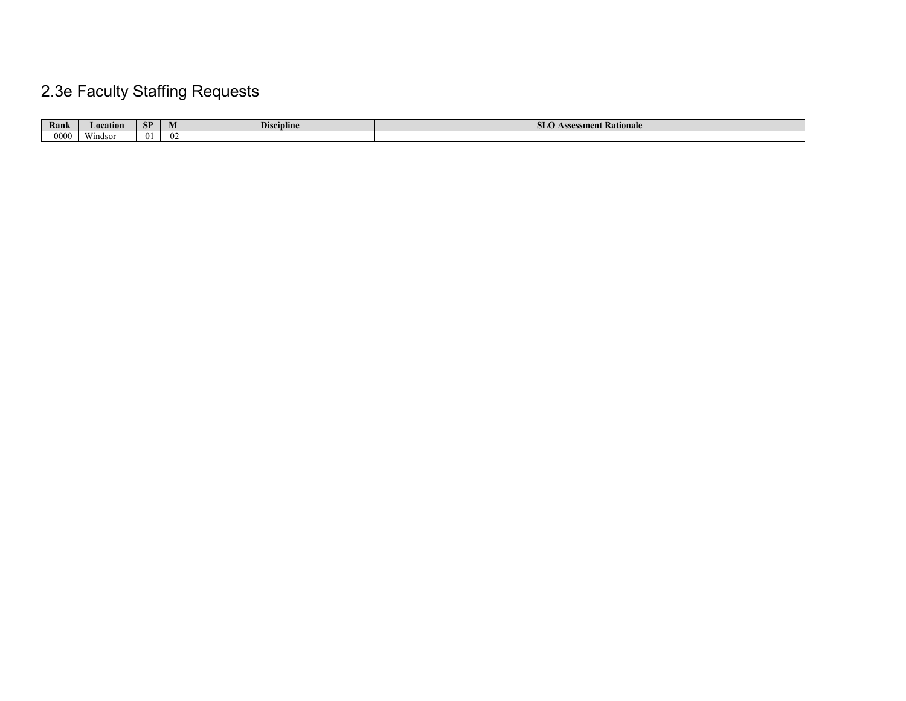## 2.3e Faculty Staffing Requests

| Rank | Location | SP | M | Discipline | SLO Assessment Rationale |
|---|---|---|---|---|---|
| 0000 | Windsor | 01 | 02 | | |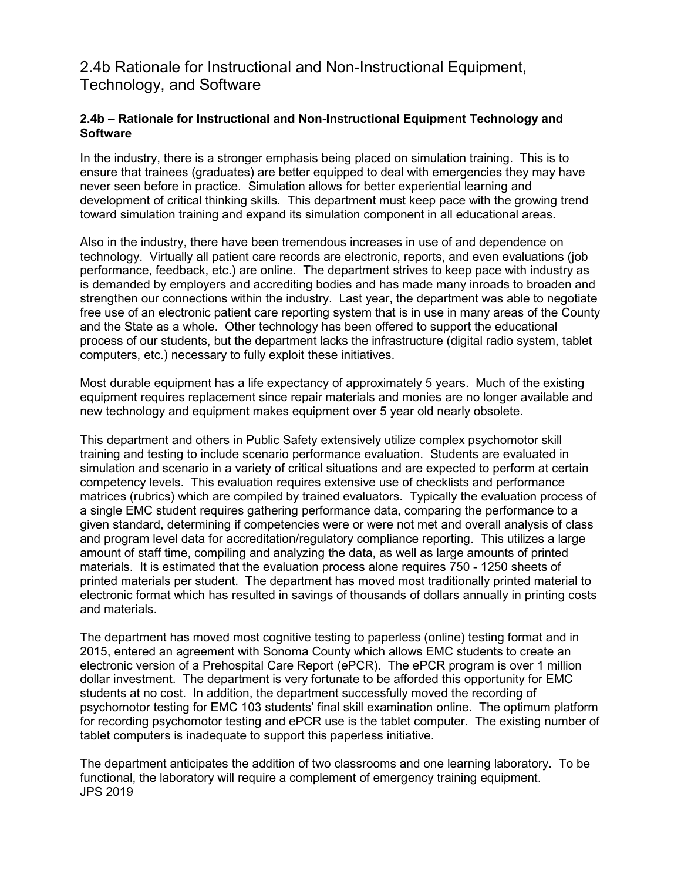# 2.4b Rationale for Instructional and Non-Instructional Equipment, Technology, and Software

**2.4b – Rationale for Instructional and Non-Instructional Equipment Technology and Software**

In the industry, there is a stronger emphasis being placed on simulation training. This is to ensure that trainees (graduates) are better equipped to deal with emergencies they may have never seen before in practice. Simulation allows for better experiential learning and development of critical thinking skills. This department must keep pace with the growing trend toward simulation training and expand its simulation component in all educational areas.

Also in the industry, there have been tremendous increases in use of and dependence on technology. Virtually all patient care records are electronic, reports, and even evaluations (job performance, feedback, etc.) are online. The department strives to keep pace with industry as is demanded by employers and accrediting bodies and has made many inroads to broaden and strengthen our connections within the industry. Last year, the department was able to negotiate free use of an electronic patient care reporting system that is in use in many areas of the County and the State as a whole. Other technology has been offered to support the educational process of our students, but the department lacks the infrastructure (digital radio system, tablet computers, etc.) necessary to fully exploit these initiatives.

Most durable equipment has a life expectancy of approximately 5 years. Much of the existing equipment requires replacement since repair materials and monies are no longer available and new technology and equipment makes equipment over 5 year old nearly obsolete.

This department and others in Public Safety extensively utilize complex psychomotor skill training and testing to include scenario performance evaluation. Students are evaluated in simulation and scenario in a variety of critical situations and are expected to perform at certain competency levels. This evaluation requires extensive use of checklists and performance matrices (rubrics) which are compiled by trained evaluators. Typically the evaluation process of a single EMC student requires gathering performance data, comparing the performance to a given standard, determining if competencies were or were not met and overall analysis of class and program level data for accreditation/regulatory compliance reporting. This utilizes a large amount of staff time, compiling and analyzing the data, as well as large amounts of printed materials. It is estimated that the evaluation process alone requires 750 - 1250 sheets of printed materials per student. The department has moved most traditionally printed material to electronic format which has resulted in savings of thousands of dollars annually in printing costs and materials.

The department has moved most cognitive testing to paperless (online) testing format and in 2015, entered an agreement with Sonoma County which allows EMC students to create an electronic version of a Prehospital Care Report (ePCR). The ePCR program is over 1 million dollar investment. The department is very fortunate to be afforded this opportunity for EMC students at no cost. In addition, the department successfully moved the recording of psychomotor testing for EMC 103 students' final skill examination online. The optimum platform for recording psychomotor testing and ePCR use is the tablet computer. The existing number of tablet computers is inadequate to support this paperless initiative.

The department anticipates the addition of two classrooms and one learning laboratory. To be functional, the laboratory will require a complement of emergency training equipment.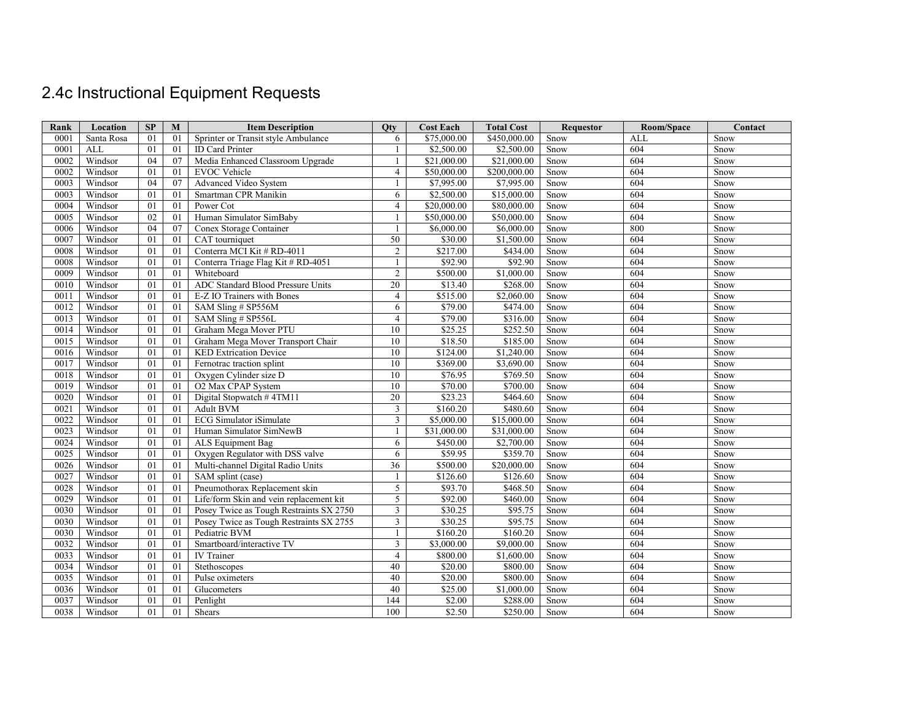# 2.4c Instructional Equipment Requests

| Rank | Location | SP | M | Item Description | Qty | Cost Each | Total Cost | Requestor | Room/Space | Contact |
|---|---|---|---|---|---|---|---|---|---|---|
| 0001 | Santa Rosa | 01 | 01 | Sprinter or Transit style Ambulance | 6 | $75,000.00 | $450,000.00 | Snow | ALL | Snow |
| 0001 | ALL | 01 | 01 | ID Card Printer | 1 | $2,500.00 | $2,500.00 | Snow | 604 | Snow |
| 0002 | Windsor | 04 | 07 | Media Enhanced Classroom Upgrade | 1 | $21,000.00 | $21,000.00 | Snow | 604 | Snow |
| 0002 | Windsor | 01 | 01 | EVOC Vehicle | 4 | $50,000.00 | $200,000.00 | Snow | 604 | Snow |
| 0003 | Windsor | 04 | 07 | Advanced Video System | 1 | $7,995.00 | $7,995.00 | Snow | 604 | Snow |
| 0003 | Windsor | 01 | 01 | Smartman CPR Manikin | 6 | $2,500.00 | $15,000.00 | Snow | 604 | Snow |
| 0004 | Windsor | 01 | 01 | Power Cot | 4 | $20,000.00 | $80,000.00 | Snow | 604 | Snow |
| 0005 | Windsor | 02 | 01 | Human Simulator SimBaby | 1 | $50,000.00 | $50,000.00 | Snow | 604 | Snow |
| 0006 | Windsor | 04 | 07 | Conex Storage Container | 1 | $6,000.00 | $6,000.00 | Snow | 800 | Snow |
| 0007 | Windsor | 01 | 01 | CAT tourniquet | 50 | $30.00 | $1,500.00 | Snow | 604 | Snow |
| 0008 | Windsor | 01 | 01 | Conterra MCI Kit # RD-4011 | 2 | $217.00 | $434.00 | Snow | 604 | Snow |
| 0008 | Windsor | 01 | 01 | Conterra Triage Flag Kit # RD-4051 | 1 | $92.90 | $92.90 | Snow | 604 | Snow |
| 0009 | Windsor | 01 | 01 | Whiteboard | 2 | $500.00 | $1,000.00 | Snow | 604 | Snow |
| 0010 | Windsor | 01 | 01 | ADC Standard Blood Pressure Units | 20 | $13.40 | $268.00 | Snow | 604 | Snow |
| 0011 | Windsor | 01 | 01 | E-Z IO Trainers with Bones | 4 | $515.00 | $2,060.00 | Snow | 604 | Snow |
| 0012 | Windsor | 01 | 01 | SAM Sling # SP556M | 6 | $79.00 | $474.00 | Snow | 604 | Snow |
| 0013 | Windsor | 01 | 01 | SAM Sling # SP556L | 4 | $79.00 | $316.00 | Snow | 604 | Snow |
| 0014 | Windsor | 01 | 01 | Graham Mega Mover PTU | 10 | $25.25 | $252.50 | Snow | 604 | Snow |
| 0015 | Windsor | 01 | 01 | Graham Mega Mover Transport Chair | 10 | $18.50 | $185.00 | Snow | 604 | Snow |
| 0016 | Windsor | 01 | 01 | KED Extrication Device | 10 | $124.00 | $1,240.00 | Snow | 604 | Snow |
| 0017 | Windsor | 01 | 01 | Fernotrac traction splint | 10 | $369.00 | $3,690.00 | Snow | 604 | Snow |
| 0018 | Windsor | 01 | 01 | Oxygen Cylinder size D | 10 | $76.95 | $769.50 | Snow | 604 | Snow |
| 0019 | Windsor | 01 | 01 | O2 Max CPAP System | 10 | $70.00 | $700.00 | Snow | 604 | Snow |
| 0020 | Windsor | 01 | 01 | Digital Stopwatch # 4TM11 | 20 | $23.23 | $464.60 | Snow | 604 | Snow |
| 0021 | Windsor | 01 | 01 | Adult BVM | 3 | $160.20 | $480.60 | Snow | 604 | Snow |
| 0022 | Windsor | 01 | 01 | ECG Simulator iSimulate | 3 | $5,000.00 | $15,000.00 | Snow | 604 | Snow |
| 0023 | Windsor | 01 | 01 | Human Simulator SimNewB | 1 | $31,000.00 | $31,000.00 | Snow | 604 | Snow |
| 0024 | Windsor | 01 | 01 | ALS Equipment Bag | 6 | $450.00 | $2,700.00 | Snow | 604 | Snow |
| 0025 | Windsor | 01 | 01 | Oxygen Regulator with DSS valve | 6 | $59.95 | $359.70 | Snow | 604 | Snow |
| 0026 | Windsor | 01 | 01 | Multi-channel Digital Radio Units | 36 | $500.00 | $20,000.00 | Snow | 604 | Snow |
| 0027 | Windsor | 01 | 01 | SAM splint (case) | 1 | $126.60 | $126.60 | Snow | 604 | Snow |
| 0028 | Windsor | 01 | 01 | Pneumothorax Replacement skin | 5 | $93.70 | $468.50 | Snow | 604 | Snow |
| 0029 | Windsor | 01 | 01 | Life/form Skin and vein replacement kit | 5 | $92.00 | $460.00 | Snow | 604 | Snow |
| 0030 | Windsor | 01 | 01 | Posey Twice as Tough Restraints SX 2750 | 3 | $30.25 | $95.75 | Snow | 604 | Snow |
| 0030 | Windsor | 01 | 01 | Posey Twice as Tough Restraints SX 2755 | 3 | $30.25 | $95.75 | Snow | 604 | Snow |
| 0030 | Windsor | 01 | 01 | Pediatric BVM | 1 | $160.20 | $160.20 | Snow | 604 | Snow |
| 0032 | Windsor | 01 | 01 | Smartboard/interactive TV | 3 | $3,000.00 | $9,000.00 | Snow | 604 | Snow |
| 0033 | Windsor | 01 | 01 | IV Trainer | 4 | $800.00 | $1,600.00 | Snow | 604 | Snow |
| 0034 | Windsor | 01 | 01 | Stethoscopes | 40 | $20.00 | $800.00 | Snow | 604 | Snow |
| 0035 | Windsor | 01 | 01 | Pulse oximeters | 40 | $20.00 | $800.00 | Snow | 604 | Snow |
| 0036 | Windsor | 01 | 01 | Glucometers | 40 | $25.00 | $1,000.00 | Snow | 604 | Snow |
| 0037 | Windsor | 01 | 01 | Penlight | 144 | $2.00 | $288.00 | Snow | 604 | Snow |
| 0038 | Windsor | 01 | 01 | Shears | 100 | $2.50 | $250.00 | Snow | 604 | Snow |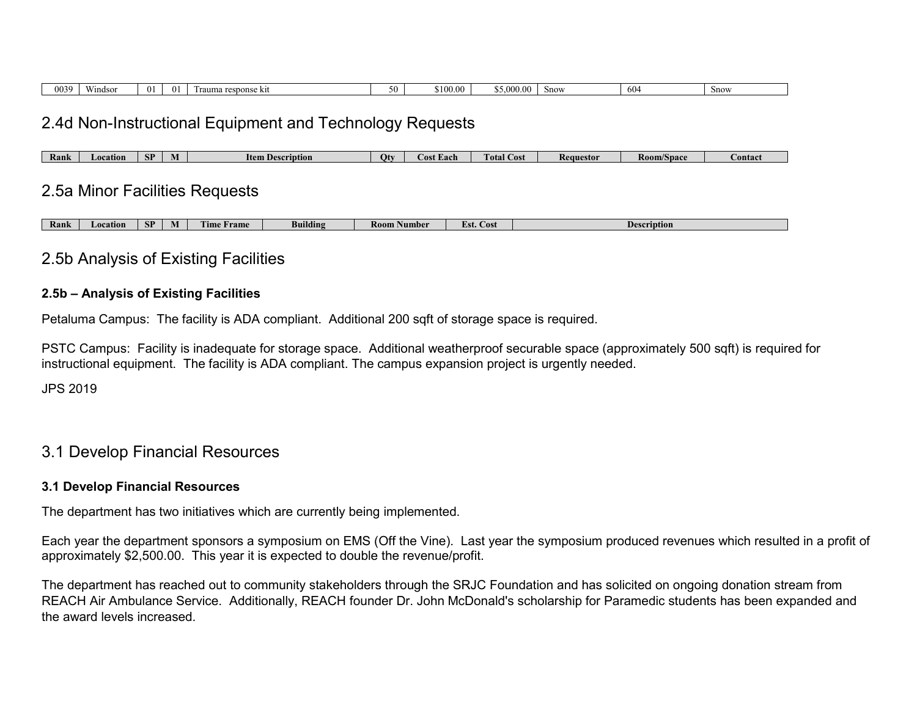| 0039 | Windsor | 01 | 01 | Trauma response kit | 50 | $100.00 | $5,000.00 | Snow | 604 | Snow |
|---|---|---|---|---|---|---|---|---|---|---|

## 2.4d Non-Instructional Equipment and Technology Requests

| Rank | Location | SP | M | Item Description | Qty | Cost Each | Total Cost | Requestor | Room/Space | Contact |
|---|---|---|---|---|---|---|---|---|---|---|

## 2.5a Minor Facilities Requests

| Rank | Location | SP | M | Time Frame | Building | Room Number | Est. Cost | Description |
|---|---|---|---|---|---|---|---|---|

## 2.5b Analysis of Existing Facilities

**2.5b – Analysis of Existing Facilities**

Petaluma Campus: The facility is ADA compliant. Additional 200 sqft of storage space is required.

PSTC Campus: Facility is inadequate for storage space. Additional weatherproof securable space (approximately 500 sqft) is required for instructional equipment. The facility is ADA compliant. The campus expansion project is urgently needed.

JPS 2019

## 3.1 Develop Financial Resources

**3.1 Develop Financial Resources**

The department has two initiatives which are currently being implemented.

Each year the department sponsors a symposium on EMS (Off the Vine). Last year the symposium produced revenues which resulted in a profit of approximately $2,500.00. This year it is expected to double the revenue/profit.

The department has reached out to community stakeholders through the SRJC Foundation and has solicited on ongoing donation stream from REACH Air Ambulance Service. Additionally, REACH founder Dr. John McDonald's scholarship for Paramedic students has been expanded and the award levels increased.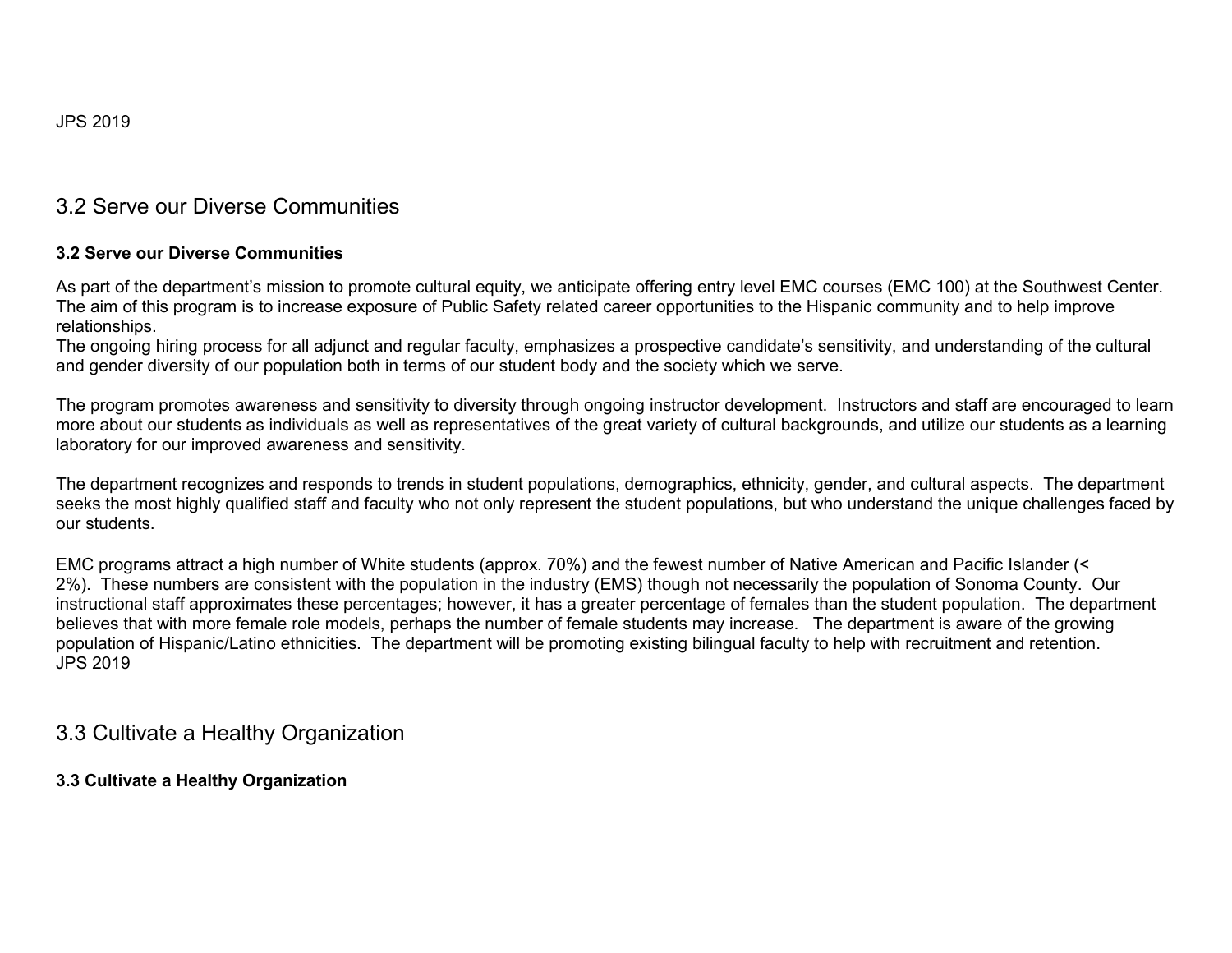JPS 2019

## 3.2 Serve our Diverse Communities

**3.2 Serve our Diverse Communities**

As part of the department's mission to promote cultural equity, we anticipate offering entry level EMC courses (EMC 100) at the Southwest Center. The aim of this program is to increase exposure of Public Safety related career opportunities to the Hispanic community and to help improve relationships.
The ongoing hiring process for all adjunct and regular faculty, emphasizes a prospective candidate's sensitivity, and understanding of the cultural and gender diversity of our population both in terms of our student body and the society which we serve.

The program promotes awareness and sensitivity to diversity through ongoing instructor development. Instructors and staff are encouraged to learn more about our students as individuals as well as representatives of the great variety of cultural backgrounds, and utilize our students as a learning laboratory for our improved awareness and sensitivity.

The department recognizes and responds to trends in student populations, demographics, ethnicity, gender, and cultural aspects. The department seeks the most highly qualified staff and faculty who not only represent the student populations, but who understand the unique challenges faced by our students.

EMC programs attract a high number of White students (approx. 70%) and the fewest number of Native American and Pacific Islander (< 2%). These numbers are consistent with the population in the industry (EMS) though not necessarily the population of Sonoma County. Our instructional staff approximates these percentages; however, it has a greater percentage of females than the student population. The department believes that with more female role models, perhaps the number of female students may increase. The department is aware of the growing population of Hispanic/Latino ethnicities. The department will be promoting existing bilingual faculty to help with recruitment and retention.
JPS 2019

## 3.3 Cultivate a Healthy Organization

**3.3 Cultivate a Healthy Organization**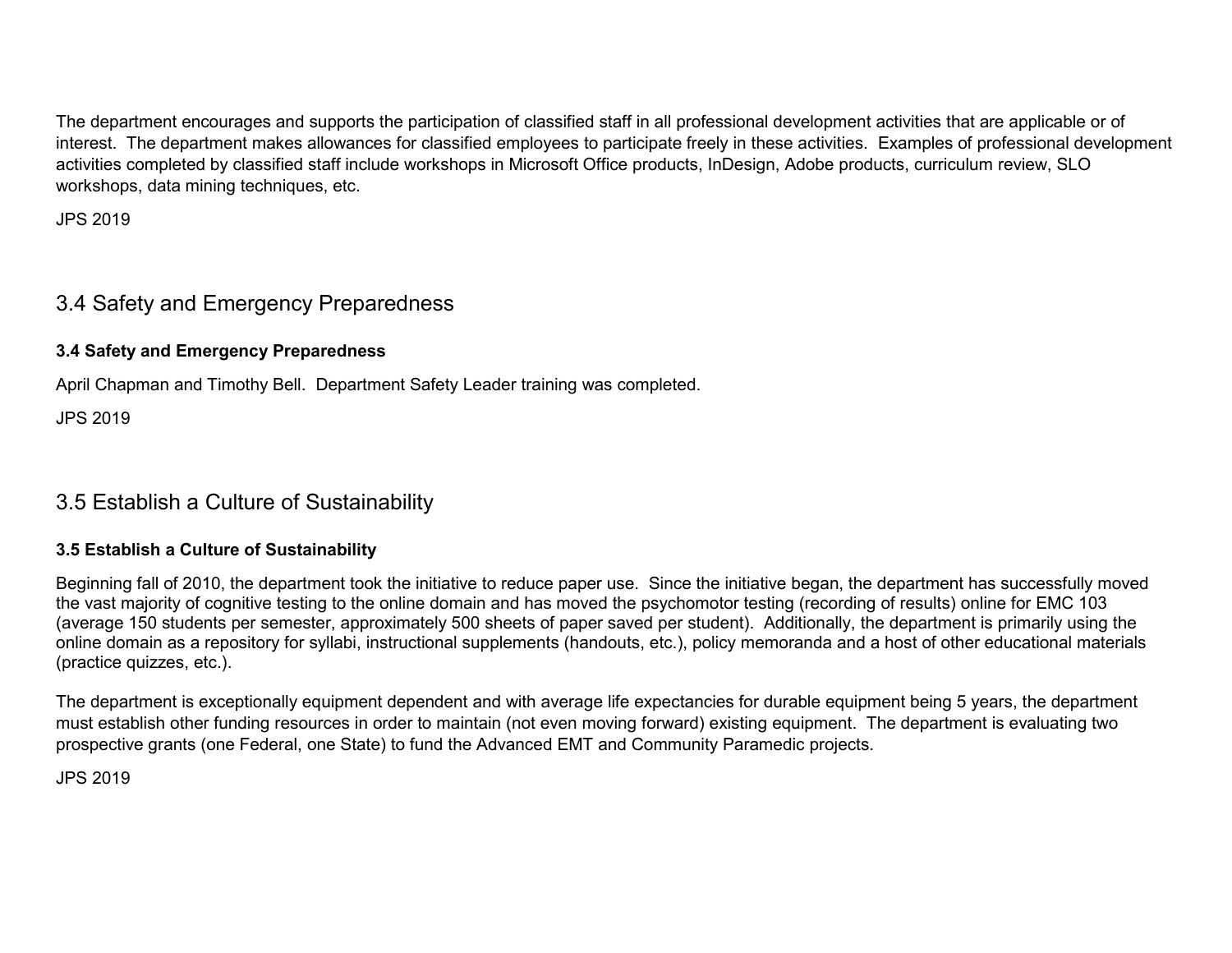The department encourages and supports the participation of classified staff in all professional development activities that are applicable or of interest. The department makes allowances for classified employees to participate freely in these activities. Examples of professional development activities completed by classified staff include workshops in Microsoft Office products, InDesign, Adobe products, curriculum review, SLO workshops, data mining techniques, etc.

JPS 2019

## 3.4 Safety and Emergency Preparedness

**3.4 Safety and Emergency Preparedness**

April Chapman and Timothy Bell. Department Safety Leader training was completed.

JPS 2019

## 3.5 Establish a Culture of Sustainability

**3.5 Establish a Culture of Sustainability**

Beginning fall of 2010, the department took the initiative to reduce paper use. Since the initiative began, the department has successfully moved the vast majority of cognitive testing to the online domain and has moved the psychomotor testing (recording of results) online for EMC 103 (average 150 students per semester, approximately 500 sheets of paper saved per student). Additionally, the department is primarily using the online domain as a repository for syllabi, instructional supplements (handouts, etc.), policy memoranda and a host of other educational materials (practice quizzes, etc.).

The department is exceptionally equipment dependent and with average life expectancies for durable equipment being 5 years, the department must establish other funding resources in order to maintain (not even moving forward) existing equipment. The department is evaluating two prospective grants (one Federal, one State) to fund the Advanced EMT and Community Paramedic projects.

JPS 2019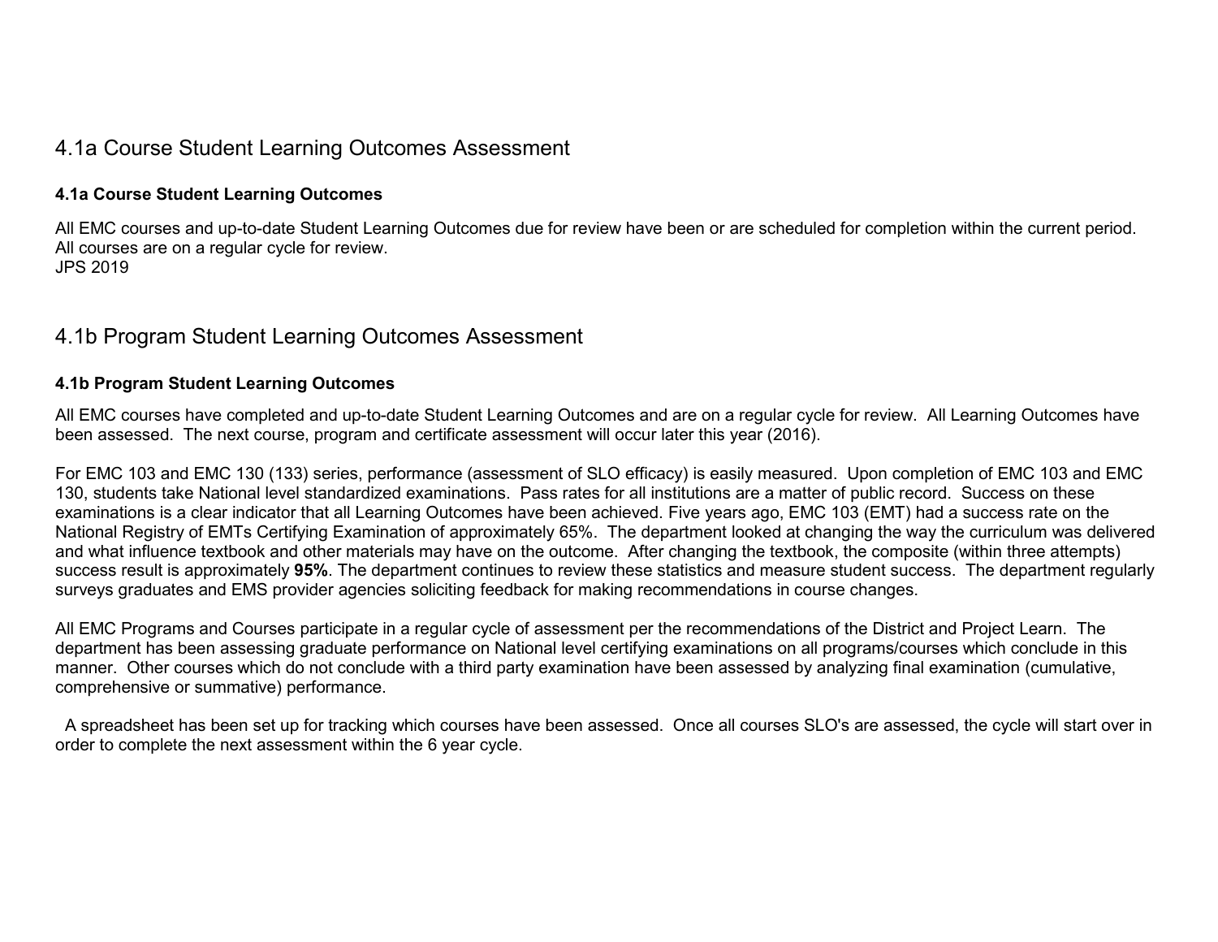# 4.1a Course Student Learning Outcomes Assessment

### 4.1a Course Student Learning Outcomes

All EMC courses and up-to-date Student Learning Outcomes due for review have been or are scheduled for completion within the current period. All courses are on a regular cycle for review.
JPS 2019

# 4.1b Program Student Learning Outcomes Assessment

### 4.1b Program Student Learning Outcomes

All EMC courses have completed and up-to-date Student Learning Outcomes and are on a regular cycle for review. All Learning Outcomes have been assessed. The next course, program and certificate assessment will occur later this year (2016).

For EMC 103 and EMC 130 (133) series, performance (assessment of SLO efficacy) is easily measured. Upon completion of EMC 103 and EMC 130, students take National level standardized examinations. Pass rates for all institutions are a matter of public record. Success on these examinations is a clear indicator that all Learning Outcomes have been achieved. Five years ago, EMC 103 (EMT) had a success rate on the National Registry of EMTs Certifying Examination of approximately 65%. The department looked at changing the way the curriculum was delivered and what influence textbook and other materials may have on the outcome. After changing the textbook, the composite (within three attempts) success result is approximately **95%**. The department continues to review these statistics and measure student success. The department regularly surveys graduates and EMS provider agencies soliciting feedback for making recommendations in course changes.

All EMC Programs and Courses participate in a regular cycle of assessment per the recommendations of the District and Project Learn. The department has been assessing graduate performance on National level certifying examinations on all programs/courses which conclude in this manner. Other courses which do not conclude with a third party examination have been assessed by analyzing final examination (cumulative, comprehensive or summative) performance.

A spreadsheet has been set up for tracking which courses have been assessed. Once all courses SLO's are assessed, the cycle will start over in order to complete the next assessment within the 6 year cycle.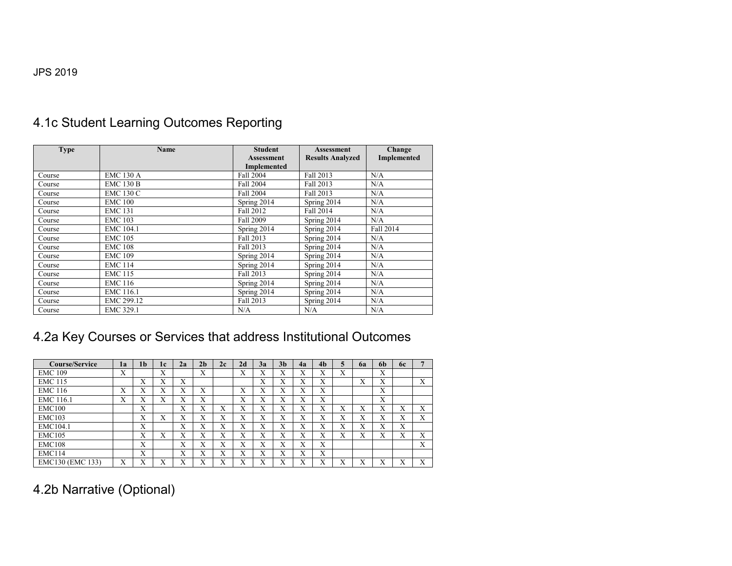## 4.1c Student Learning Outcomes Reporting

| Type | Name | Student Assessment Implemented | Assessment Results Analyzed | Change Implemented |
|---|---|---|---|---|
| Course | EMC 130 A | Fall 2004 | Fall 2013 | N/A |
| Course | EMC 130 B | Fall 2004 | Fall 2013 | N/A |
| Course | EMC 130 C | Fall 2004 | Fall 2013 | N/A |
| Course | EMC 100 | Spring 2014 | Spring 2014 | N/A |
| Course | EMC 131 | Fall 2012 | Fall 2014 | N/A |
| Course | EMC 103 | Fall 2009 | Spring 2014 | N/A |
| Course | EMC 104.1 | Spring 2014 | Spring 2014 | Fall 2014 |
| Course | EMC 105 | Fall 2013 | Spring 2014 | N/A |
| Course | EMC 108 | Fall 2013 | Spring 2014 | N/A |
| Course | EMC 109 | Spring 2014 | Spring 2014 | N/A |
| Course | EMC 114 | Spring 2014 | Spring 2014 | N/A |
| Course | EMC 115 | Fall 2013 | Spring 2014 | N/A |
| Course | EMC 116 | Spring 2014 | Spring 2014 | N/A |
| Course | EMC 116.1 | Spring 2014 | Spring 2014 | N/A |
| Course | EMC 299.12 | Fall 2013 | Spring 2014 | N/A |
| Course | EMC 329.1 | N/A | N/A | N/A |

## 4.2a Key Courses or Services that address Institutional Outcomes

| Course/Service | 1a | 1b | 1c | 2a | 2b | 2c | 2d | 3a | 3b | 4a | 4b | 5 | 6a | 6b | 6c | 7 |
|---|---|---|---|---|---|---|---|---|---|---|---|---|---|---|---|---|
| EMC 109 | X | | X | | X | | X | X | X | X | X | X | | X | | |
| EMC 115 | | X | X | X | | | | X | X | X | X | | X | X | | X |
| EMC 116 | X | X | X | X | X | | X | X | X | X | X | | | X | | |
| EMC 116.1 | X | X | X | X | X | | X | X | X | X | X | | | X | | |
| EMC100 | | X | | X | X | X | X | X | X | X | X | X | X | X | X | X |
| EMC103 | | X | X | X | X | X | X | X | X | X | X | X | X | X | X | X |
| EMC104.1 | | X | | X | X | X | X | X | X | X | X | X | X | X | X | |
| EMC105 | | X | X | X | X | X | X | X | X | X | X | X | X | X | X | X |
| EMC108 | | X | | X | X | X | X | X | X | X | X | | | | | X |
| EMC114 | | X | | X | X | X | X | X | X | X | X | | | | | |
| EMC130 (EMC 133) | X | X | X | X | X | X | X | X | X | X | X | X | X | X | X | X |

## 4.2b Narrative (Optional)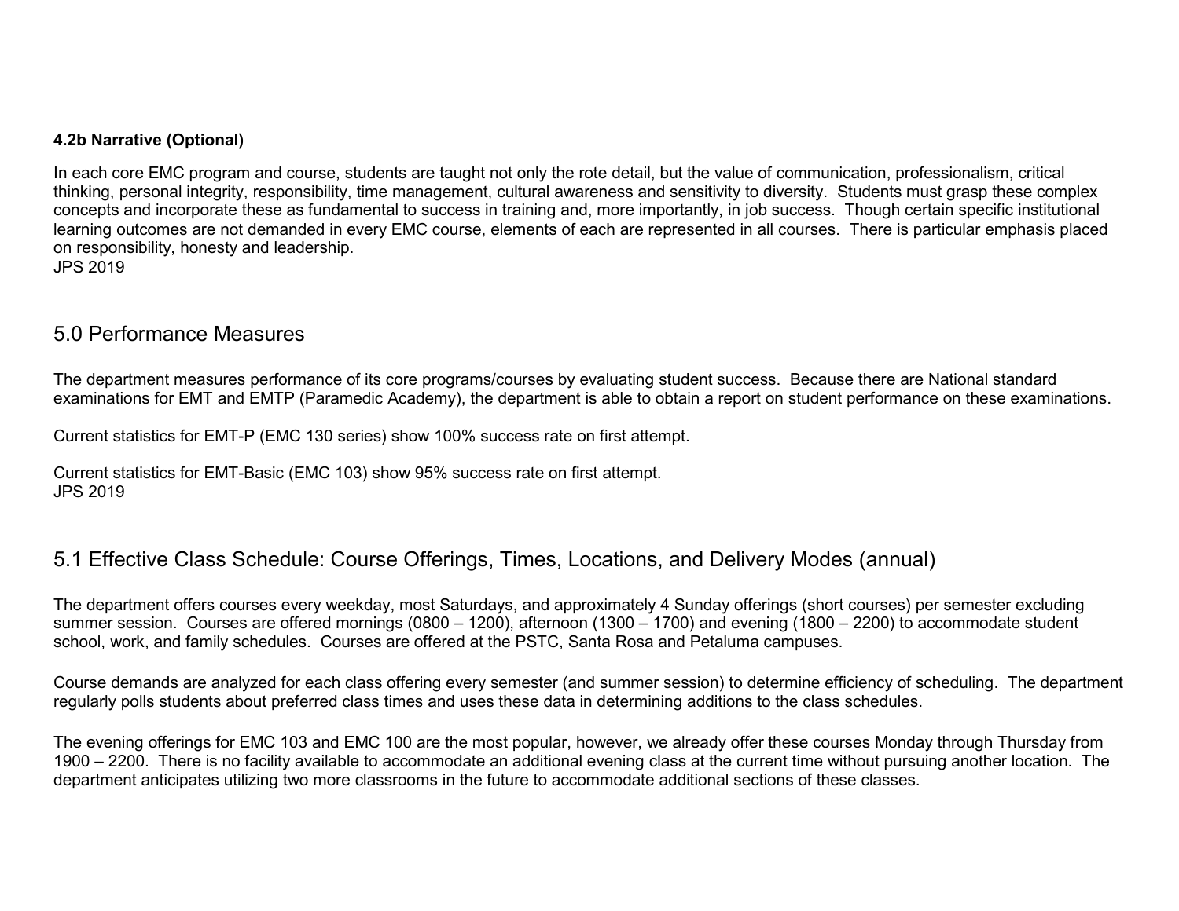**4.2b Narrative (Optional)**

In each core EMC program and course, students are taught not only the rote detail, but the value of communication, professionalism, critical thinking, personal integrity, responsibility, time management, cultural awareness and sensitivity to diversity. Students must grasp these complex concepts and incorporate these as fundamental to success in training and, more importantly, in job success. Though certain specific institutional learning outcomes are not demanded in every EMC course, elements of each are represented in all courses. There is particular emphasis placed on responsibility, honesty and leadership.
JPS 2019

## 5.0 Performance Measures

The department measures performance of its core programs/courses by evaluating student success. Because there are National standard examinations for EMT and EMTP (Paramedic Academy), the department is able to obtain a report on student performance on these examinations.

Current statistics for EMT-P (EMC 130 series) show 100% success rate on first attempt.

Current statistics for EMT-Basic (EMC 103) show 95% success rate on first attempt.
JPS 2019

## 5.1 Effective Class Schedule: Course Offerings, Times, Locations, and Delivery Modes (annual)

The department offers courses every weekday, most Saturdays, and approximately 4 Sunday offerings (short courses) per semester excluding summer session. Courses are offered mornings (0800 – 1200), afternoon (1300 – 1700) and evening (1800 – 2200) to accommodate student school, work, and family schedules. Courses are offered at the PSTC, Santa Rosa and Petaluma campuses.

Course demands are analyzed for each class offering every semester (and summer session) to determine efficiency of scheduling. The department regularly polls students about preferred class times and uses these data in determining additions to the class schedules.

The evening offerings for EMC 103 and EMC 100 are the most popular, however, we already offer these courses Monday through Thursday from 1900 – 2200. There is no facility available to accommodate an additional evening class at the current time without pursuing another location. The department anticipates utilizing two more classrooms in the future to accommodate additional sections of these classes.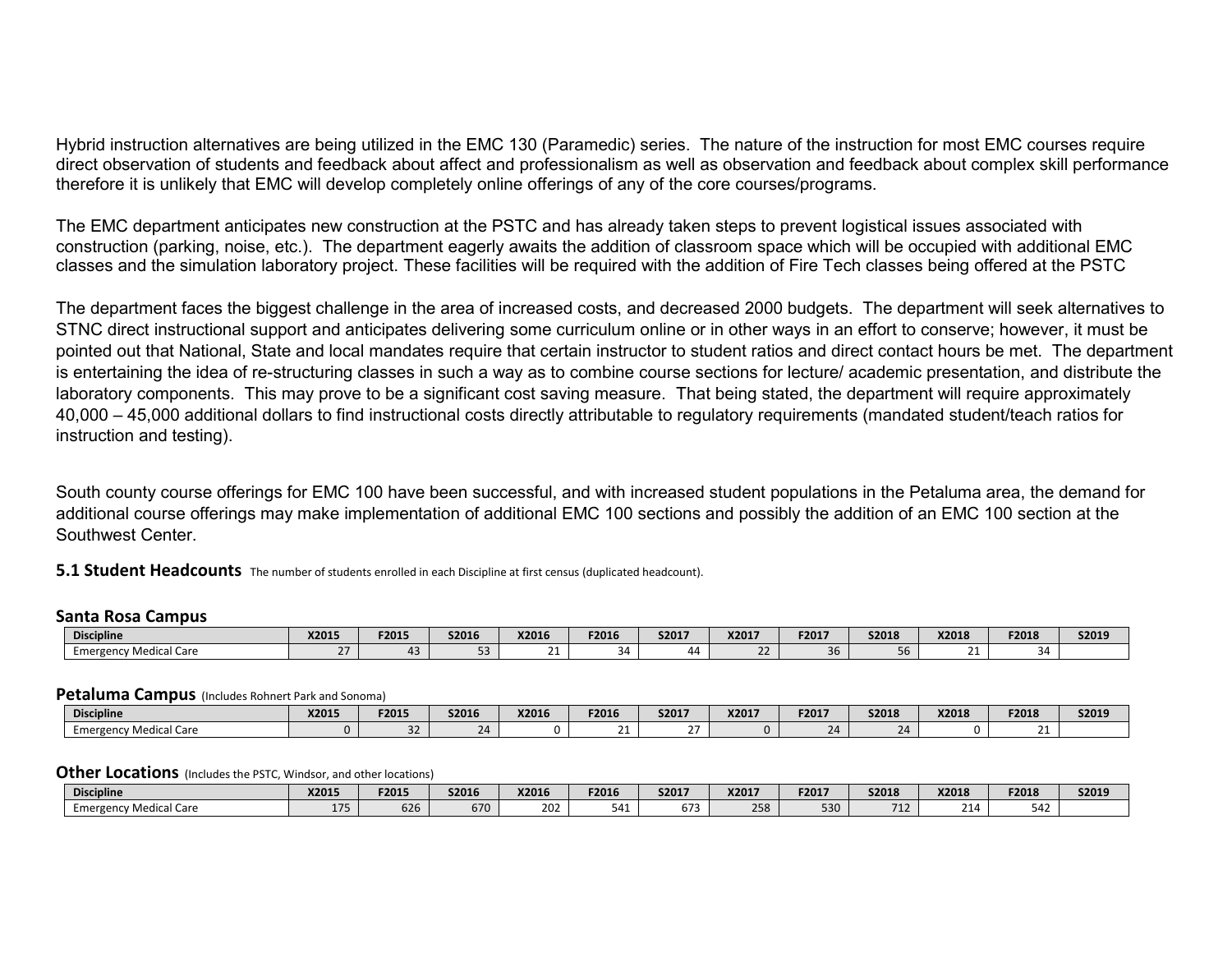Hybrid instruction alternatives are being utilized in the EMC 130 (Paramedic) series. The nature of the instruction for most EMC courses require direct observation of students and feedback about affect and professionalism as well as observation and feedback about complex skill performance therefore it is unlikely that EMC will develop completely online offerings of any of the core courses/programs.

The EMC department anticipates new construction at the PSTC and has already taken steps to prevent logistical issues associated with construction (parking, noise, etc.). The department eagerly awaits the addition of classroom space which will be occupied with additional EMC classes and the simulation laboratory project. These facilities will be required with the addition of Fire Tech classes being offered at the PSTC

The department faces the biggest challenge in the area of increased costs, and decreased 2000 budgets. The department will seek alternatives to STNC direct instructional support and anticipates delivering some curriculum online or in other ways in an effort to conserve; however, it must be pointed out that National, State and local mandates require that certain instructor to student ratios and direct contact hours be met. The department is entertaining the idea of re-structuring classes in such a way as to combine course sections for lecture/ academic presentation, and distribute the laboratory components. This may prove to be a significant cost saving measure. That being stated, the department will require approximately 40,000 – 45,000 additional dollars to find instructional costs directly attributable to regulatory requirements (mandated student/teach ratios for instruction and testing).

South county course offerings for EMC 100 have been successful, and with increased student populations in the Petaluma area, the demand for additional course offerings may make implementation of additional EMC 100 sections and possibly the addition of an EMC 100 section at the Southwest Center.

### 5.1 Student Headcounts

The number of students enrolled in each Discipline at first census (duplicated headcount).

#### Santa Rosa Campus

| Discipline | X2015 | F2015 | S2016 | X2016 | F2016 | S2017 | X2017 | F2017 | S2018 | X2018 | F2018 | S2019 |
|---|---|---|---|---|---|---|---|---|---|---|---|---|
| Emergency Medical Care | 27 | 43 | 53 | 21 | 34 | 44 | 22 | 36 | 56 | 21 | 34 | |

#### Petaluma Campus (Includes Rohnert Park and Sonoma)

| Discipline | X2015 | F2015 | S2016 | X2016 | F2016 | S2017 | X2017 | F2017 | S2018 | X2018 | F2018 | S2019 |
|---|---|---|---|---|---|---|---|---|---|---|---|---|
| Emergency Medical Care | 0 | 32 | 24 | 0 | 21 | 27 | 0 | 24 | 24 | 0 | 21 | |

#### Other Locations (Includes the PSTC, Windsor, and other locations)

| Discipline | X2015 | F2015 | S2016 | X2016 | F2016 | S2017 | X2017 | F2017 | S2018 | X2018 | F2018 | S2019 |
|---|---|---|---|---|---|---|---|---|---|---|---|---|
| Emergency Medical Care | 175 | 626 | 670 | 202 | 541 | 673 | 258 | 530 | 712 | 214 | 542 | |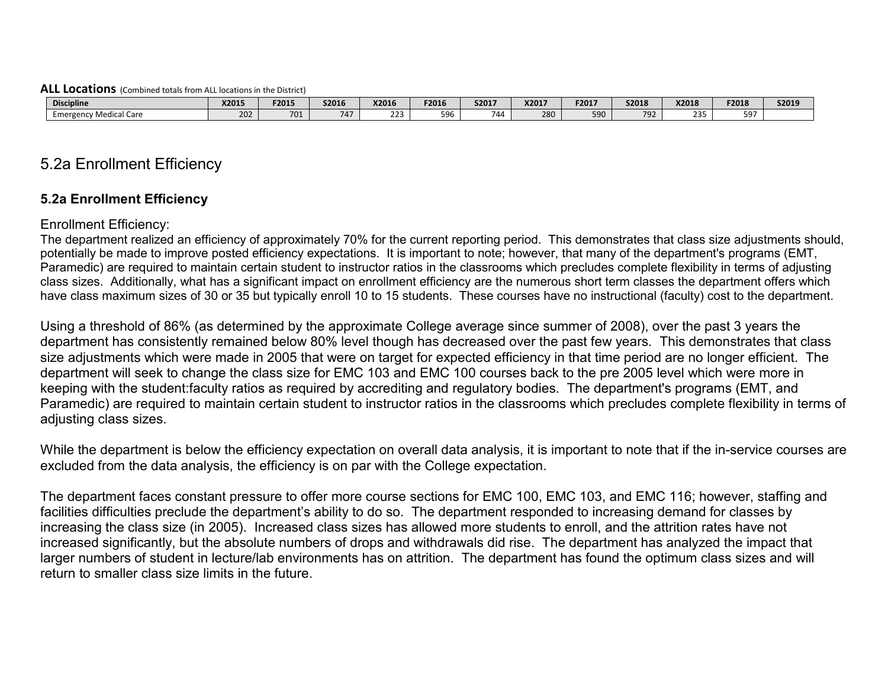**ALL Locations** (Combined totals from ALL locations in the District)

| Discipline | X2015 | F2015 | S2016 | X2016 | F2016 | S2017 | X2017 | F2017 | S2018 | X2018 | F2018 | S2019 |
|---|---|---|---|---|---|---|---|---|---|---|---|---|
| Emergency Medical Care | 202 | 701 | 747 | 223 | 596 | 744 | 280 | 590 | 792 | 235 | 597 | |

# 5.2a Enrollment Efficiency

## 5.2a Enrollment Efficiency

Enrollment Efficiency:

The department realized an efficiency of approximately 70% for the current reporting period. This demonstrates that class size adjustments should, potentially be made to improve posted efficiency expectations. It is important to note; however, that many of the department's programs (EMT, Paramedic) are required to maintain certain student to instructor ratios in the classrooms which precludes complete flexibility in terms of adjusting class sizes. Additionally, what has a significant impact on enrollment efficiency are the numerous short term classes the department offers which have class maximum sizes of 30 or 35 but typically enroll 10 to 15 students. These courses have no instructional (faculty) cost to the department.

Using a threshold of 86% (as determined by the approximate College average since summer of 2008), over the past 3 years the department has consistently remained below 80% level though has decreased over the past few years. This demonstrates that class size adjustments which were made in 2005 that were on target for expected efficiency in that time period are no longer efficient. The department will seek to change the class size for EMC 103 and EMC 100 courses back to the pre 2005 level which were more in keeping with the student:faculty ratios as required by accrediting and regulatory bodies. The department's programs (EMT, and Paramedic) are required to maintain certain student to instructor ratios in the classrooms which precludes complete flexibility in terms of adjusting class sizes.

While the department is below the efficiency expectation on overall data analysis, it is important to note that if the in-service courses are excluded from the data analysis, the efficiency is on par with the College expectation.

The department faces constant pressure to offer more course sections for EMC 100, EMC 103, and EMC 116; however, staffing and facilities difficulties preclude the department's ability to do so. The department responded to increasing demand for classes by increasing the class size (in 2005). Increased class sizes has allowed more students to enroll, and the attrition rates have not increased significantly, but the absolute numbers of drops and withdrawals did rise. The department has analyzed the impact that larger numbers of student in lecture/lab environments has on attrition. The department has found the optimum class sizes and will return to smaller class size limits in the future.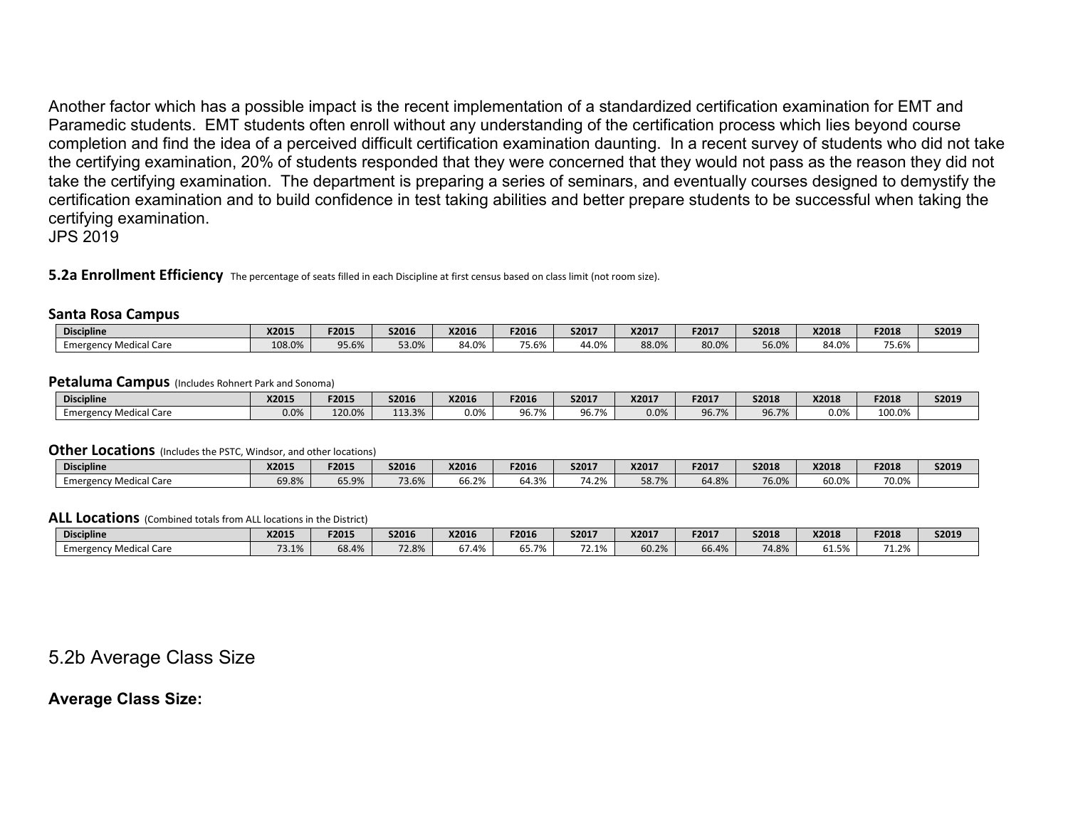Another factor which has a possible impact is the recent implementation of a standardized certification examination for EMT and Paramedic students. EMT students often enroll without any understanding of the certification process which lies beyond course completion and find the idea of a perceived difficult certification examination daunting. In a recent survey of students who did not take the certifying examination, 20% of students responded that they were concerned that they would not pass as the reason they did not take the certifying examination. The department is preparing a series of seminars, and eventually courses designed to demystify the certification examination and to build confidence in test taking abilities and better prepare students to be successful when taking the certifying examination.
JPS 2019

**5.2a Enrollment Efficiency** The percentage of seats filled in each Discipline at first census based on class limit (not room size).

**Santa Rosa Campus**

| Discipline | X2015 | F2015 | S2016 | X2016 | F2016 | S2017 | X2017 | F2017 | S2018 | X2018 | F2018 | S2019 |
|---|---|---|---|---|---|---|---|---|---|---|---|---|
| Emergency Medical Care | 108.0% | 95.6% | 53.0% | 84.0% | 75.6% | 44.0% | 88.0% | 80.0% | 56.0% | 84.0% | 75.6% | |

**Petaluma Campus** (Includes Rohnert Park and Sonoma)

| Discipline | X2015 | F2015 | S2016 | X2016 | F2016 | S2017 | X2017 | F2017 | S2018 | X2018 | F2018 | S2019 |
|---|---|---|---|---|---|---|---|---|---|---|---|---|
| Emergency Medical Care | 0.0% | 120.0% | 113.3% | 0.0% | 96.7% | 96.7% | 0.0% | 96.7% | 96.7% | 0.0% | 100.0% | |

**Other Locations** (Includes the PSTC, Windsor, and other locations)

| Discipline | X2015 | F2015 | S2016 | X2016 | F2016 | S2017 | X2017 | F2017 | S2018 | X2018 | F2018 | S2019 |
|---|---|---|---|---|---|---|---|---|---|---|---|---|
| Emergency Medical Care | 69.8% | 65.9% | 73.6% | 66.2% | 64.3% | 74.2% | 58.7% | 64.8% | 76.0% | 60.0% | 70.0% | |

**ALL Locations** (Combined totals from ALL locations in the District)

| Discipline | X2015 | F2015 | S2016 | X2016 | F2016 | S2017 | X2017 | F2017 | S2018 | X2018 | F2018 | S2019 |
|---|---|---|---|---|---|---|---|---|---|---|---|---|
| Emergency Medical Care | 73.1% | 68.4% | 72.8% | 67.4% | 65.7% | 72.1% | 60.2% | 66.4% | 74.8% | 61.5% | 71.2% | |

## 5.2b Average Class Size

**Average Class Size:**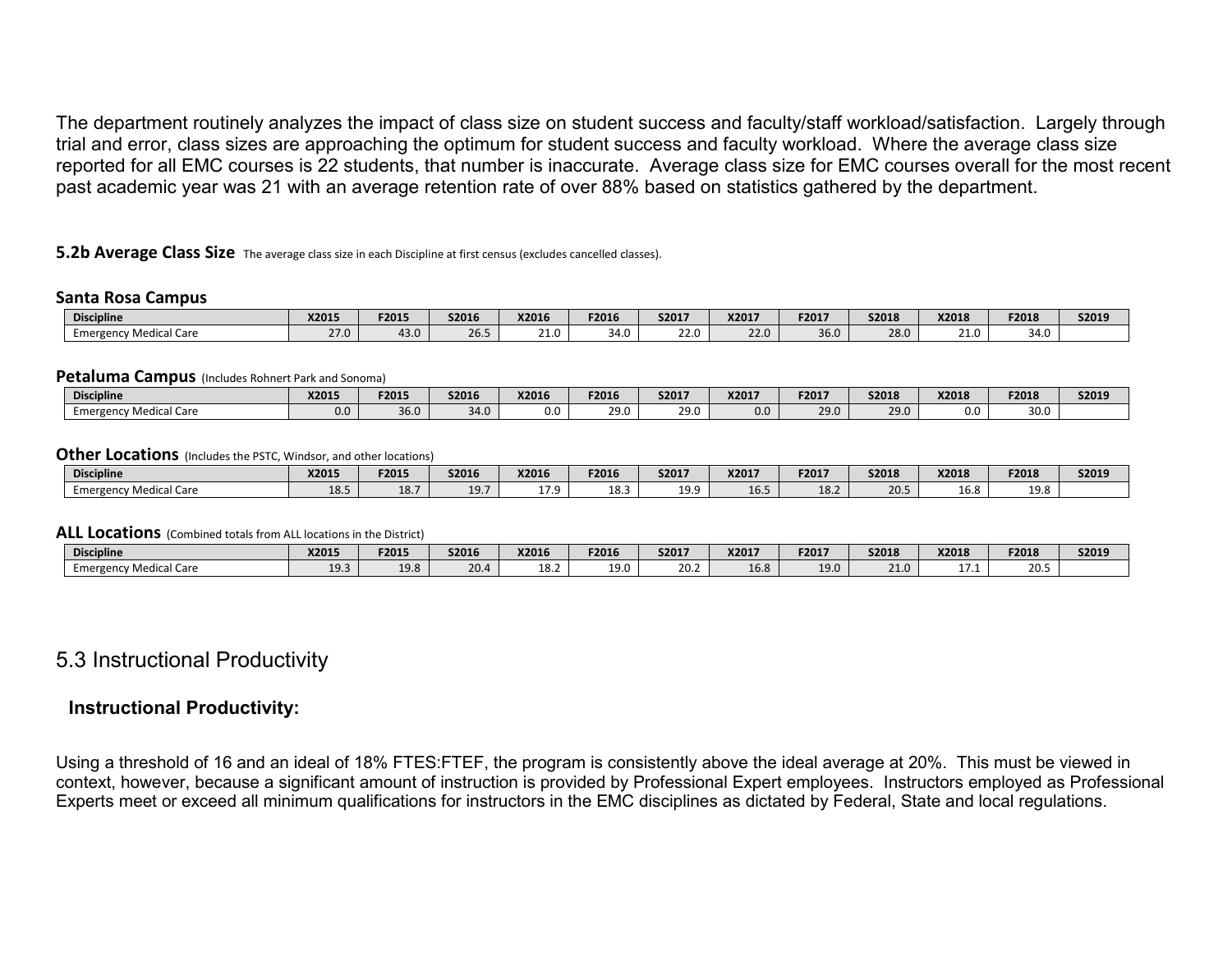The department routinely analyzes the impact of class size on student success and faculty/staff workload/satisfaction. Largely through trial and error, class sizes are approaching the optimum for student success and faculty workload. Where the average class size reported for all EMC courses is 22 students, that number is inaccurate. Average class size for EMC courses overall for the most recent past academic year was 21 with an average retention rate of over 88% based on statistics gathered by the department.

**5.2b Average Class Size** The average class size in each Discipline at first census (excludes cancelled classes).

**Santa Rosa Campus**

| Discipline | X2015 | F2015 | S2016 | X2016 | F2016 | S2017 | X2017 | F2017 | S2018 | X2018 | F2018 | S2019 |
|---|---|---|---|---|---|---|---|---|---|---|---|---|
| Emergency Medical Care | 27.0 | 43.0 | 26.5 | 21.0 | 34.0 | 22.0 | 22.0 | 36.0 | 28.0 | 21.0 | 34.0 | |

**Petaluma Campus** (Includes Rohnert Park and Sonoma)

| Discipline | X2015 | F2015 | S2016 | X2016 | F2016 | S2017 | X2017 | F2017 | S2018 | X2018 | F2018 | S2019 |
|---|---|---|---|---|---|---|---|---|---|---|---|---|
| Emergency Medical Care | 0.0 | 36.0 | 34.0 | 0.0 | 29.0 | 29.0 | 0.0 | 29.0 | 29.0 | 0.0 | 30.0 | |

**Other Locations** (Includes the PSTC, Windsor, and other locations)

| Discipline | X2015 | F2015 | S2016 | X2016 | F2016 | S2017 | X2017 | F2017 | S2018 | X2018 | F2018 | S2019 |
|---|---|---|---|---|---|---|---|---|---|---|---|---|
| Emergency Medical Care | 18.5 | 18.7 | 19.7 | 17.9 | 18.3 | 19.9 | 16.5 | 18.2 | 20.5 | 16.8 | 19.8 | |

**ALL Locations** (Combined totals from ALL locations in the District)

| Discipline | X2015 | F2015 | S2016 | X2016 | F2016 | S2017 | X2017 | F2017 | S2018 | X2018 | F2018 | S2019 |
|---|---|---|---|---|---|---|---|---|---|---|---|---|
| Emergency Medical Care | 19.3 | 19.8 | 20.4 | 18.2 | 19.0 | 20.2 | 16.8 | 19.0 | 21.0 | 17.1 | 20.5 | |

## 5.3 Instructional Productivity

### Instructional Productivity:

Using a threshold of 16 and an ideal of 18% FTES:FTEF, the program is consistently above the ideal average at 20%. This must be viewed in context, however, because a significant amount of instruction is provided by Professional Expert employees. Instructors employed as Professional Experts meet or exceed all minimum qualifications for instructors in the EMC disciplines as dictated by Federal, State and local regulations.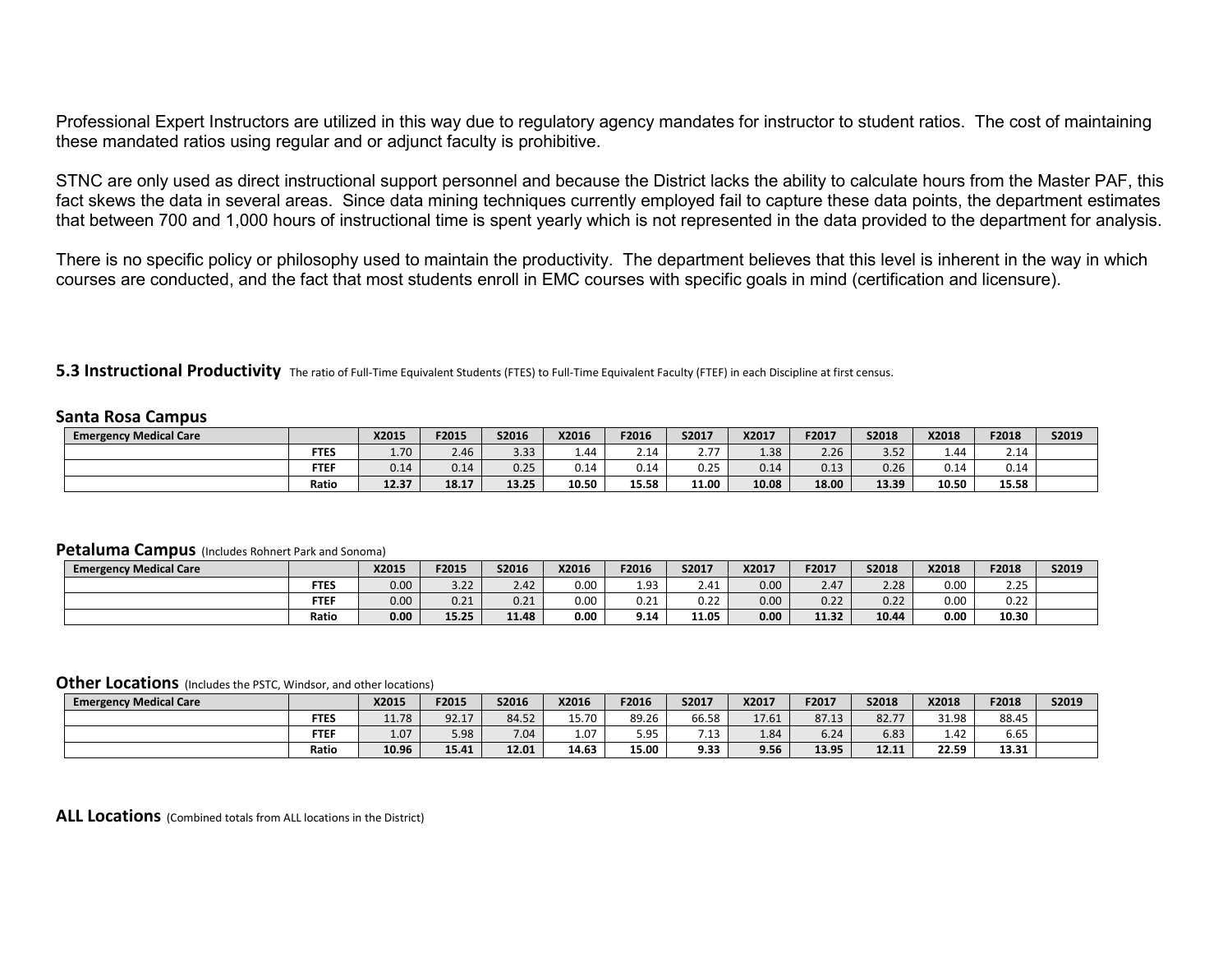Professional Expert Instructors are utilized in this way due to regulatory agency mandates for instructor to student ratios. The cost of maintaining these mandated ratios using regular and or adjunct faculty is prohibitive.

STNC are only used as direct instructional support personnel and because the District lacks the ability to calculate hours from the Master PAF, this fact skews the data in several areas. Since data mining techniques currently employed fail to capture these data points, the department estimates that between 700 and 1,000 hours of instructional time is spent yearly which is not represented in the data provided to the department for analysis.

There is no specific policy or philosophy used to maintain the productivity. The department believes that this level is inherent in the way in which courses are conducted, and the fact that most students enroll in EMC courses with specific goals in mind (certification and licensure).

## 5.3 Instructional Productivity

The ratio of Full-Time Equivalent Students (FTES) to Full-Time Equivalent Faculty (FTEF) in each Discipline at first census.

### Santa Rosa Campus

| Emergency Medical Care | | X2015 | F2015 | S2016 | X2016 | F2016 | S2017 | X2017 | F2017 | S2018 | X2018 | F2018 | S2019 |
|---|---|---|---|---|---|---|---|---|---|---|---|---|---|
| | FTES | 1.70 | 2.46 | 3.33 | 1.44 | 2.14 | 2.77 | 1.38 | 2.26 | 3.52 | 1.44 | 2.14 | |
| | FTEF | 0.14 | 0.14 | 0.25 | 0.14 | 0.14 | 0.25 | 0.14 | 0.13 | 0.26 | 0.14 | 0.14 | |
| | **Ratio** | **12.37** | **18.17** | **13.25** | **10.50** | **15.58** | **11.00** | **10.08** | **18.00** | **13.39** | **10.50** | **15.58** | |

### Petaluma Campus (Includes Rohnert Park and Sonoma)

| Emergency Medical Care | | X2015 | F2015 | S2016 | X2016 | F2016 | S2017 | X2017 | F2017 | S2018 | X2018 | F2018 | S2019 |
|---|---|---|---|---|---|---|---|---|---|---|---|---|---|
| | FTES | 0.00 | 3.22 | 2.42 | 0.00 | 1.93 | 2.41 | 0.00 | 2.47 | 2.28 | 0.00 | 2.25 | |
| | FTEF | 0.00 | 0.21 | 0.21 | 0.00 | 0.21 | 0.22 | 0.00 | 0.22 | 0.22 | 0.00 | 0.22 | |
| | **Ratio** | **0.00** | **15.25** | **11.48** | **0.00** | **9.14** | **11.05** | **0.00** | **11.32** | **10.44** | **0.00** | **10.30** | |

### Other Locations (Includes the PSTC, Windsor, and other locations)

| Emergency Medical Care | | X2015 | F2015 | S2016 | X2016 | F2016 | S2017 | X2017 | F2017 | S2018 | X2018 | F2018 | S2019 |
|---|---|---|---|---|---|---|---|---|---|---|---|---|---|
| | FTES | 11.78 | 92.17 | 84.52 | 15.70 | 89.26 | 66.58 | 17.61 | 87.13 | 82.77 | 31.98 | 88.45 | |
| | FTEF | 1.07 | 5.98 | 7.04 | 1.07 | 5.95 | 7.13 | 1.84 | 6.24 | 6.83 | 1.42 | 6.65 | |
| | **Ratio** | **10.96** | **15.41** | **12.01** | **14.63** | **15.00** | **9.33** | **9.56** | **13.95** | **12.11** | **22.59** | **13.31** | |

### ALL Locations (Combined totals from ALL locations in the District)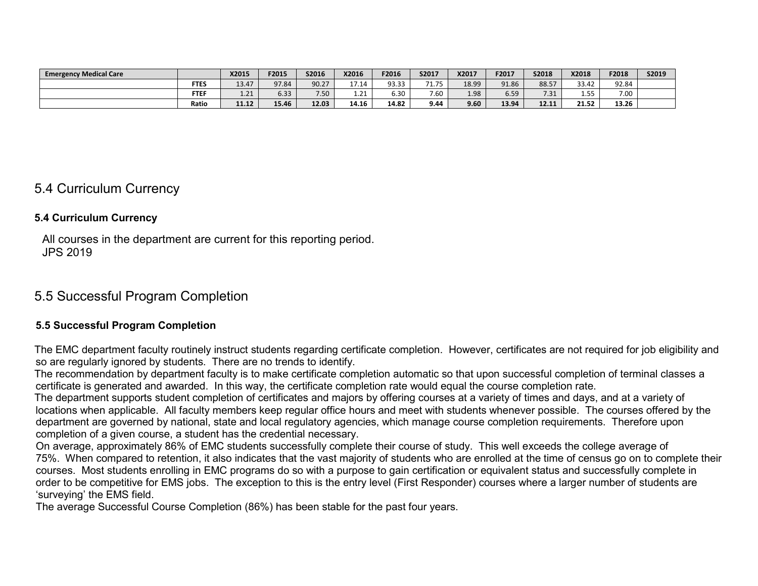| Emergency Medical Care | | X2015 | F2015 | S2016 | X2016 | F2016 | S2017 | X2017 | F2017 | S2018 | X2018 | F2018 | S2019 |
|---|---|---|---|---|---|---|---|---|---|---|---|---|---|
| | FTES | 13.47 | 97.84 | 90.27 | 17.14 | 93.33 | 71.75 | 18.99 | 91.86 | 88.57 | 33.42 | 92.84 | |
| | FTEF | 1.21 | 6.33 | 7.50 | 1.21 | 6.30 | 7.60 | 1.98 | 6.59 | 7.31 | 1.55 | 7.00 | |
| | Ratio | 11.12 | 15.46 | 12.03 | 14.16 | 14.82 | 9.44 | 9.60 | 13.94 | 12.11 | 21.52 | 13.26 | |

## 5.4 Curriculum Currency

### 5.4 Curriculum Currency

All courses in the department are current for this reporting period.
JPS 2019

## 5.5 Successful Program Completion

### 5.5 Successful Program Completion

The EMC department faculty routinely instruct students regarding certificate completion. However, certificates are not required for job eligibility and so are regularly ignored by students. There are no trends to identify.

The recommendation by department faculty is to make certificate completion automatic so that upon successful completion of terminal classes a certificate is generated and awarded. In this way, the certificate completion rate would equal the course completion rate.

The department supports student completion of certificates and majors by offering courses at a variety of times and days, and at a variety of locations when applicable. All faculty members keep regular office hours and meet with students whenever possible. The courses offered by the department are governed by national, state and local regulatory agencies, which manage course completion requirements. Therefore upon completion of a given course, a student has the credential necessary.

On average, approximately 86% of EMC students successfully complete their course of study. This well exceeds the college average of 75%. When compared to retention, it also indicates that the vast majority of students who are enrolled at the time of census go on to complete their courses. Most students enrolling in EMC programs do so with a purpose to gain certification or equivalent status and successfully complete in order to be competitive for EMS jobs. The exception to this is the entry level (First Responder) courses where a larger number of students are 'surveying' the EMS field.

The average Successful Course Completion (86%) has been stable for the past four years.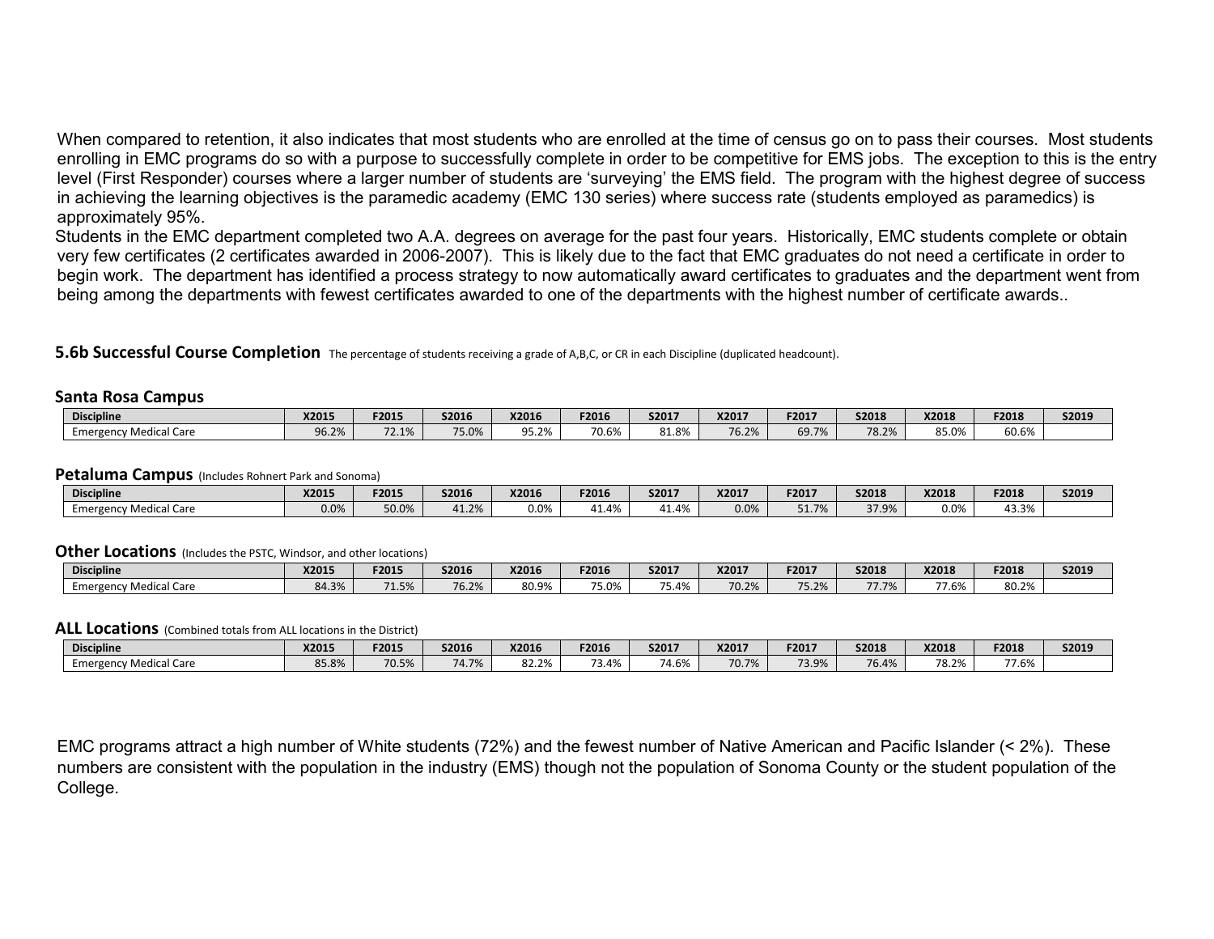When compared to retention, it also indicates that most students who are enrolled at the time of census go on to pass their courses. Most students enrolling in EMC programs do so with a purpose to successfully complete in order to be competitive for EMS jobs. The exception to this is the entry level (First Responder) courses where a larger number of students are 'surveying' the EMS field. The program with the highest degree of success in achieving the learning objectives is the paramedic academy (EMC 130 series) where success rate (students employed as paramedics) is approximately 95%.

Students in the EMC department completed two A.A. degrees on average for the past four years. Historically, EMC students complete or obtain very few certificates (2 certificates awarded in 2006-2007). This is likely due to the fact that EMC graduates do not need a certificate in order to begin work. The department has identified a process strategy to now automatically award certificates to graduates and the department went from being among the departments with fewest certificates awarded to one of the departments with the highest number of certificate awards..

### 5.6b Successful Course Completion
The percentage of students receiving a grade of A,B,C, or CR in each Discipline (duplicated headcount).

#### Santa Rosa Campus

| Discipline | X2015 | F2015 | S2016 | X2016 | F2016 | S2017 | X2017 | F2017 | S2018 | X2018 | F2018 | S2019 |
|---|---|---|---|---|---|---|---|---|---|---|---|---|
| Emergency Medical Care | 96.2% | 72.1% | 75.0% | 95.2% | 70.6% | 81.8% | 76.2% | 69.7% | 78.2% | 85.0% | 60.6% | |

#### Petaluma Campus (Includes Rohnert Park and Sonoma)

| Discipline | X2015 | F2015 | S2016 | X2016 | F2016 | S2017 | X2017 | F2017 | S2018 | X2018 | F2018 | S2019 |
|---|---|---|---|---|---|---|---|---|---|---|---|---|
| Emergency Medical Care | 0.0% | 50.0% | 41.2% | 0.0% | 41.4% | 41.4% | 0.0% | 51.7% | 37.9% | 0.0% | 43.3% | |

#### Other Locations (Includes the PSTC, Windsor, and other locations)

| Discipline | X2015 | F2015 | S2016 | X2016 | F2016 | S2017 | X2017 | F2017 | S2018 | X2018 | F2018 | S2019 |
|---|---|---|---|---|---|---|---|---|---|---|---|---|
| Emergency Medical Care | 84.3% | 71.5% | 76.2% | 80.9% | 75.0% | 75.4% | 70.2% | 75.2% | 77.7% | 77.6% | 80.2% | |

#### ALL Locations (Combined totals from ALL locations in the District)

| Discipline | X2015 | F2015 | S2016 | X2016 | F2016 | S2017 | X2017 | F2017 | S2018 | X2018 | F2018 | S2019 |
|---|---|---|---|---|---|---|---|---|---|---|---|---|
| Emergency Medical Care | 85.8% | 70.5% | 74.7% | 82.2% | 73.4% | 74.6% | 70.7% | 73.9% | 76.4% | 78.2% | 77.6% | |

EMC programs attract a high number of White students (72%) and the fewest number of Native American and Pacific Islander (< 2%). These numbers are consistent with the population in the industry (EMS) though not the population of Sonoma County or the student population of the College.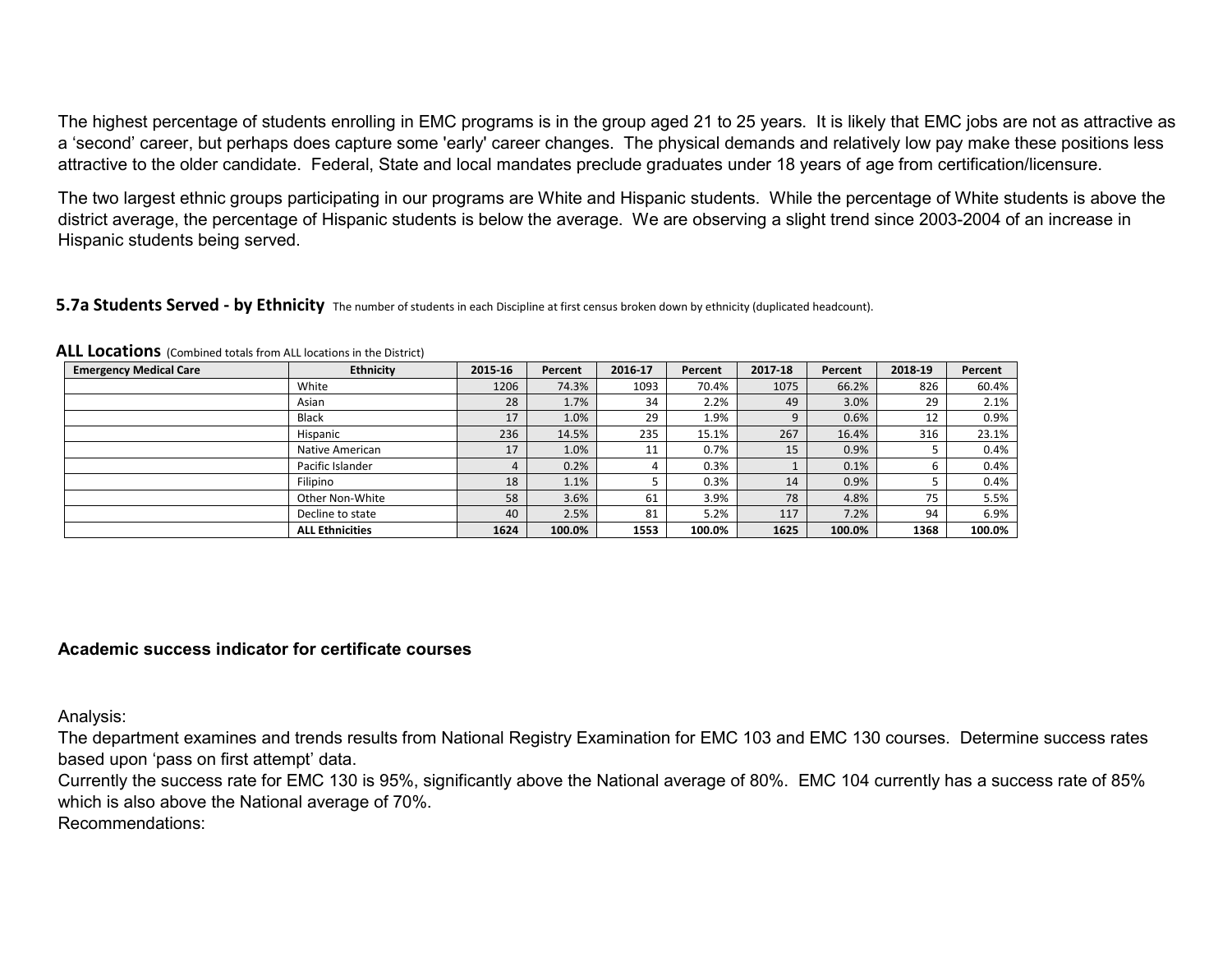The highest percentage of students enrolling in EMC programs is in the group aged 21 to 25 years. It is likely that EMC jobs are not as attractive as a 'second' career, but perhaps does capture some 'early' career changes. The physical demands and relatively low pay make these positions less attractive to the older candidate. Federal, State and local mandates preclude graduates under 18 years of age from certification/licensure.

The two largest ethnic groups participating in our programs are White and Hispanic students. While the percentage of White students is above the district average, the percentage of Hispanic students is below the average. We are observing a slight trend since 2003-2004 of an increase in Hispanic students being served.

**5.7a Students Served - by Ethnicity** The number of students in each Discipline at first census broken down by ethnicity (duplicated headcount).

**ALL Locations** (Combined totals from ALL locations in the District)

| Emergency Medical Care | Ethnicity | 2015-16 | Percent | 2016-17 | Percent | 2017-18 | Percent | 2018-19 | Percent |
|---|---|---|---|---|---|---|---|---|---|
| | White | 1206 | 74.3% | 1093 | 70.4% | 1075 | 66.2% | 826 | 60.4% |
| | Asian | 28 | 1.7% | 34 | 2.2% | 49 | 3.0% | 29 | 2.1% |
| | Black | 17 | 1.0% | 29 | 1.9% | 9 | 0.6% | 12 | 0.9% |
| | Hispanic | 236 | 14.5% | 235 | 15.1% | 267 | 16.4% | 316 | 23.1% |
| | Native American | 17 | 1.0% | 11 | 0.7% | 15 | 0.9% | 5 | 0.4% |
| | Pacific Islander | 4 | 0.2% | 4 | 0.3% | 1 | 0.1% | 6 | 0.4% |
| | Filipino | 18 | 1.1% | 5 | 0.3% | 14 | 0.9% | 5 | 0.4% |
| | Other Non-White | 58 | 3.6% | 61 | 3.9% | 78 | 4.8% | 75 | 5.5% |
| | Decline to state | 40 | 2.5% | 81 | 5.2% | 117 | 7.2% | 94 | 6.9% |
| | **ALL Ethnicities** | **1624** | **100.0%** | **1553** | **100.0%** | **1625** | **100.0%** | **1368** | **100.0%** |

**Academic success indicator for certificate courses**

Analysis:
The department examines and trends results from National Registry Examination for EMC 103 and EMC 130 courses. Determine success rates based upon 'pass on first attempt' data.
Currently the success rate for EMC 130 is 95%, significantly above the National average of 80%. EMC 104 currently has a success rate of 85% which is also above the National average of 70%.
Recommendations: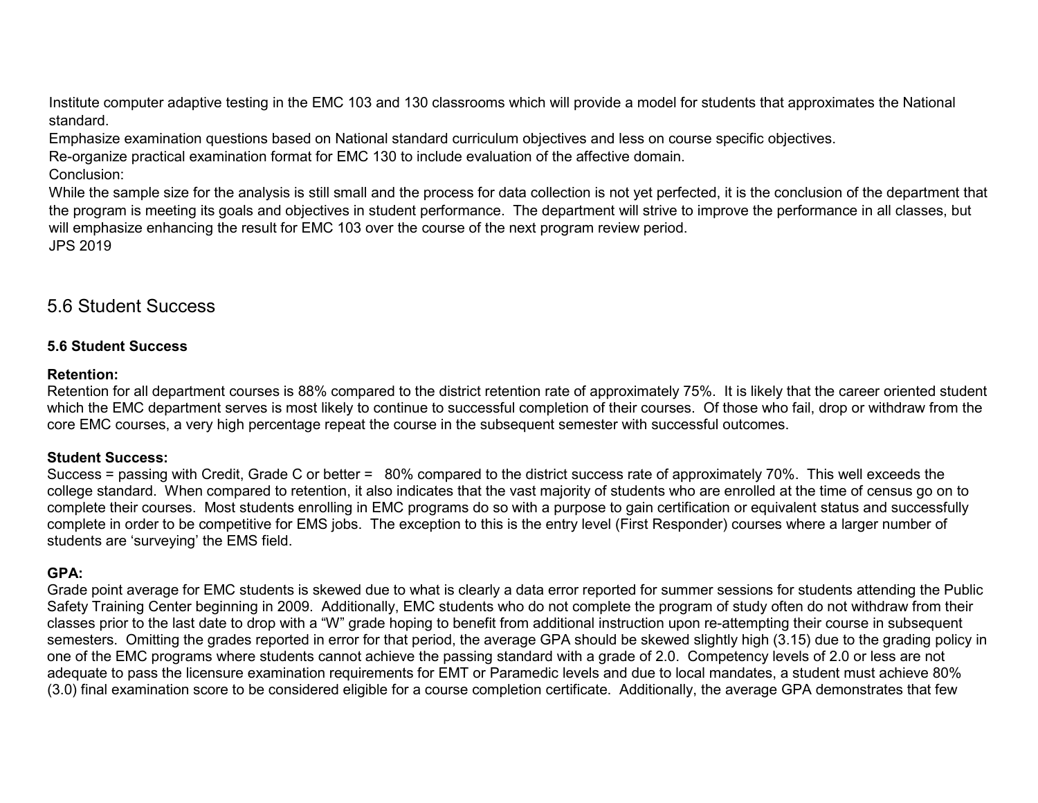Institute computer adaptive testing in the EMC 103 and 130 classrooms which will provide a model for students that approximates the National standard.

Emphasize examination questions based on National standard curriculum objectives and less on course specific objectives.

Re-organize practical examination format for EMC 130 to include evaluation of the affective domain.

Conclusion:

While the sample size for the analysis is still small and the process for data collection is not yet perfected, it is the conclusion of the department that the program is meeting its goals and objectives in student performance. The department will strive to improve the performance in all classes, but will emphasize enhancing the result for EMC 103 over the course of the next program review period.

JPS 2019

## 5.6 Student Success

### 5.6 Student Success

**Retention:**

Retention for all department courses is 88% compared to the district retention rate of approximately 75%. It is likely that the career oriented student which the EMC department serves is most likely to continue to successful completion of their courses. Of those who fail, drop or withdraw from the core EMC courses, a very high percentage repeat the course in the subsequent semester with successful outcomes.

**Student Success:**

Success = passing with Credit, Grade C or better = 80% compared to the district success rate of approximately 70%. This well exceeds the college standard. When compared to retention, it also indicates that the vast majority of students who are enrolled at the time of census go on to complete their courses. Most students enrolling in EMC programs do so with a purpose to gain certification or equivalent status and successfully complete in order to be competitive for EMS jobs. The exception to this is the entry level (First Responder) courses where a larger number of students are 'surveying' the EMS field.

**GPA:**

Grade point average for EMC students is skewed due to what is clearly a data error reported for summer sessions for students attending the Public Safety Training Center beginning in 2009. Additionally, EMC students who do not complete the program of study often do not withdraw from their classes prior to the last date to drop with a "W" grade hoping to benefit from additional instruction upon re-attempting their course in subsequent semesters. Omitting the grades reported in error for that period, the average GPA should be skewed slightly high (3.15) due to the grading policy in one of the EMC programs where students cannot achieve the passing standard with a grade of 2.0. Competency levels of 2.0 or less are not adequate to pass the licensure examination requirements for EMT or Paramedic levels and due to local mandates, a student must achieve 80% (3.0) final examination score to be considered eligible for a course completion certificate. Additionally, the average GPA demonstrates that few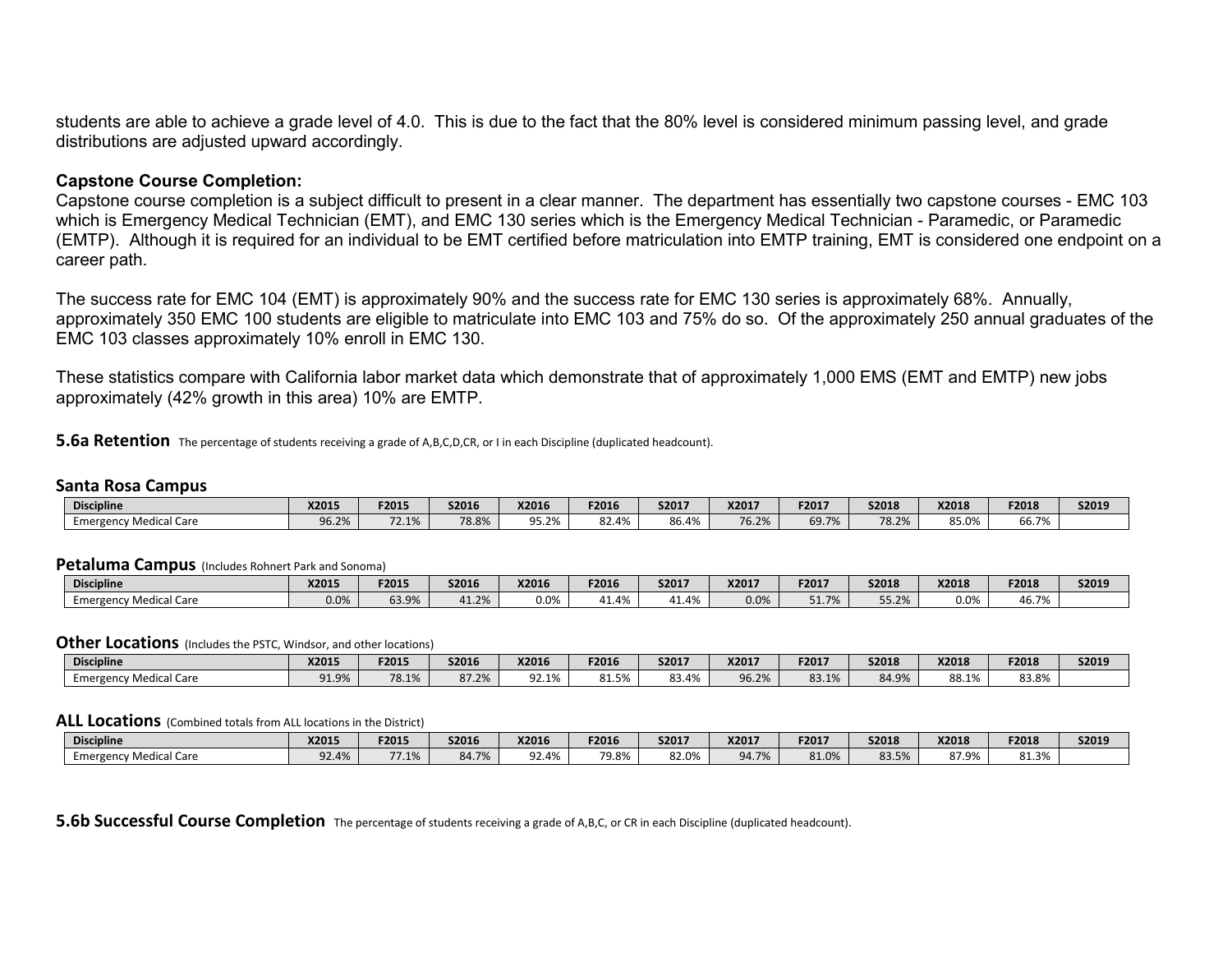students are able to achieve a grade level of 4.0. This is due to the fact that the 80% level is considered minimum passing level, and grade distributions are adjusted upward accordingly.

**Capstone Course Completion:**
Capstone course completion is a subject difficult to present in a clear manner. The department has essentially two capstone courses - EMC 103 which is Emergency Medical Technician (EMT), and EMC 130 series which is the Emergency Medical Technician - Paramedic, or Paramedic (EMTP). Although it is required for an individual to be EMT certified before matriculation into EMTP training, EMT is considered one endpoint on a career path.

The success rate for EMC 104 (EMT) is approximately 90% and the success rate for EMC 130 series is approximately 68%. Annually, approximately 350 EMC 100 students are eligible to matriculate into EMC 103 and 75% do so. Of the approximately 250 annual graduates of the EMC 103 classes approximately 10% enroll in EMC 130.

These statistics compare with California labor market data which demonstrate that of approximately 1,000 EMS (EMT and EMTP) new jobs approximately (42% growth in this area) 10% are EMTP.

## 5.6a Retention
The percentage of students receiving a grade of A,B,C,D,CR, or I in each Discipline (duplicated headcount).

### Santa Rosa Campus

| Discipline | X2015 | F2015 | S2016 | X2016 | F2016 | S2017 | X2017 | F2017 | S2018 | X2018 | F2018 | S2019 |
|---|---|---|---|---|---|---|---|---|---|---|---|---|
| Emergency Medical Care | 96.2% | 72.1% | 78.8% | 95.2% | 82.4% | 86.4% | 76.2% | 69.7% | 78.2% | 85.0% | 66.7% | |

### Petaluma Campus (Includes Rohnert Park and Sonoma)

| Discipline | X2015 | F2015 | S2016 | X2016 | F2016 | S2017 | X2017 | F2017 | S2018 | X2018 | F2018 | S2019 |
|---|---|---|---|---|---|---|---|---|---|---|---|---|
| Emergency Medical Care | 0.0% | 63.9% | 41.2% | 0.0% | 41.4% | 41.4% | 0.0% | 51.7% | 55.2% | 0.0% | 46.7% | |

### Other Locations (Includes the PSTC, Windsor, and other locations)

| Discipline | X2015 | F2015 | S2016 | X2016 | F2016 | S2017 | X2017 | F2017 | S2018 | X2018 | F2018 | S2019 |
|---|---|---|---|---|---|---|---|---|---|---|---|---|
| Emergency Medical Care | 91.9% | 78.1% | 87.2% | 92.1% | 81.5% | 83.4% | 96.2% | 83.1% | 84.9% | 88.1% | 83.8% | |

### ALL Locations (Combined totals from ALL locations in the District)

| Discipline | X2015 | F2015 | S2016 | X2016 | F2016 | S2017 | X2017 | F2017 | S2018 | X2018 | F2018 | S2019 |
|---|---|---|---|---|---|---|---|---|---|---|---|---|
| Emergency Medical Care | 92.4% | 77.1% | 84.7% | 92.4% | 79.8% | 82.0% | 94.7% | 81.0% | 83.5% | 87.9% | 81.3% | |

## 5.6b Successful Course Completion
The percentage of students receiving a grade of A,B,C, or CR in each Discipline (duplicated headcount).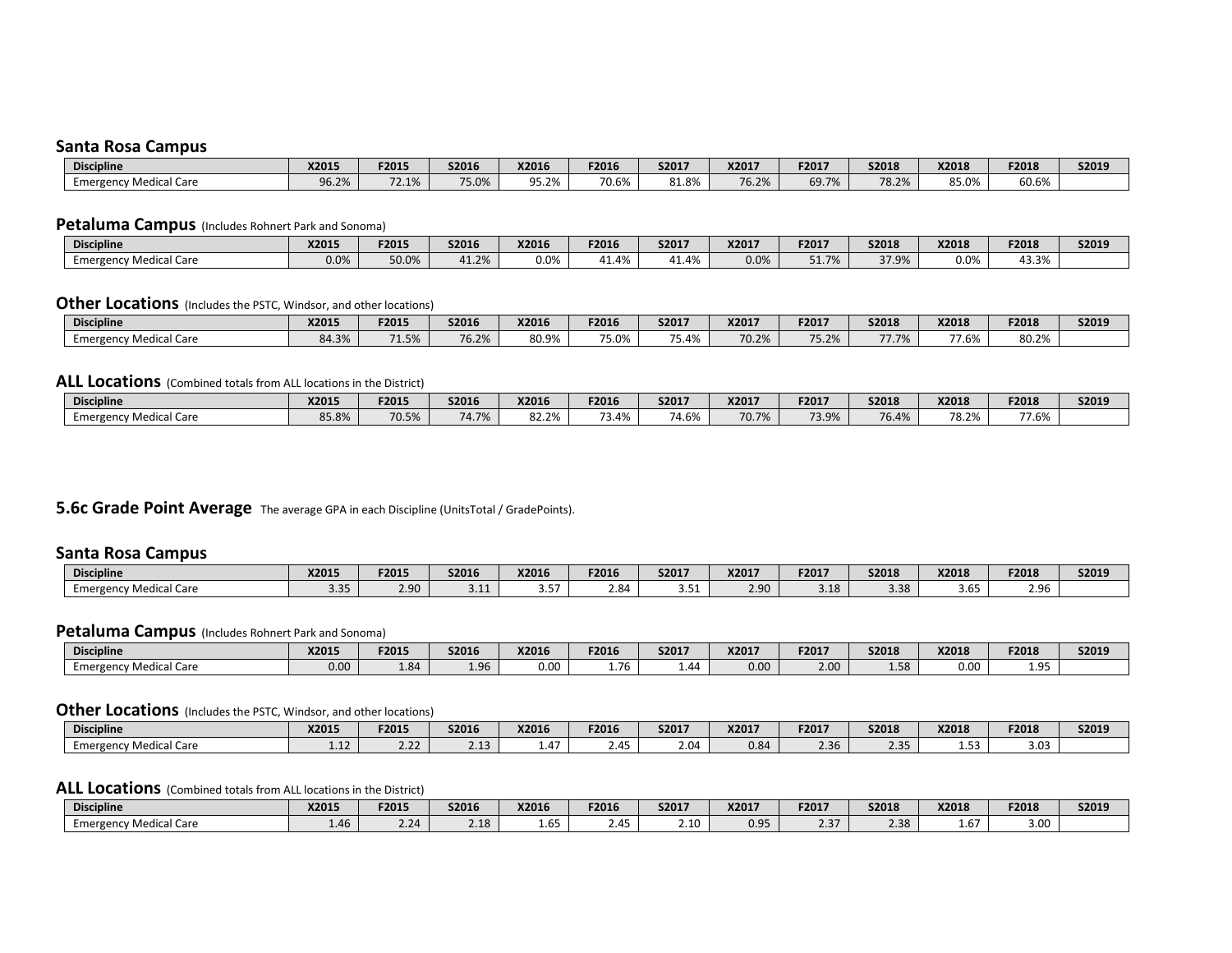### Santa Rosa Campus

| Discipline | X2015 | F2015 | S2016 | X2016 | F2016 | S2017 | X2017 | F2017 | S2018 | X2018 | F2018 | S2019 |
|---|---|---|---|---|---|---|---|---|---|---|---|---|
| Emergency Medical Care | 96.2% | 72.1% | 75.0% | 95.2% | 70.6% | 81.8% | 76.2% | 69.7% | 78.2% | 85.0% | 60.6% | |

### Petaluma Campus (Includes Rohnert Park and Sonoma)

| Discipline | X2015 | F2015 | S2016 | X2016 | F2016 | S2017 | X2017 | F2017 | S2018 | X2018 | F2018 | S2019 |
|---|---|---|---|---|---|---|---|---|---|---|---|---|
| Emergency Medical Care | 0.0% | 50.0% | 41.2% | 0.0% | 41.4% | 41.4% | 0.0% | 51.7% | 37.9% | 0.0% | 43.3% | |

### Other Locations (Includes the PSTC, Windsor, and other locations)

| Discipline | X2015 | F2015 | S2016 | X2016 | F2016 | S2017 | X2017 | F2017 | S2018 | X2018 | F2018 | S2019 |
|---|---|---|---|---|---|---|---|---|---|---|---|---|
| Emergency Medical Care | 84.3% | 71.5% | 76.2% | 80.9% | 75.0% | 75.4% | 70.2% | 75.2% | 77.7% | 77.6% | 80.2% | |

### ALL Locations (Combined totals from ALL locations in the District)

| Discipline | X2015 | F2015 | S2016 | X2016 | F2016 | S2017 | X2017 | F2017 | S2018 | X2018 | F2018 | S2019 |
|---|---|---|---|---|---|---|---|---|---|---|---|---|
| Emergency Medical Care | 85.8% | 70.5% | 74.7% | 82.2% | 73.4% | 74.6% | 70.7% | 73.9% | 76.4% | 78.2% | 77.6% | |

## 5.6c Grade Point Average

The average GPA in each Discipline (UnitsTotal / GradePoints).

### Santa Rosa Campus

| Discipline | X2015 | F2015 | S2016 | X2016 | F2016 | S2017 | X2017 | F2017 | S2018 | X2018 | F2018 | S2019 |
|---|---|---|---|---|---|---|---|---|---|---|---|---|
| Emergency Medical Care | 3.35 | 2.90 | 3.11 | 3.57 | 2.84 | 3.51 | 2.90 | 3.18 | 3.38 | 3.65 | 2.96 | |

### Petaluma Campus (Includes Rohnert Park and Sonoma)

| Discipline | X2015 | F2015 | S2016 | X2016 | F2016 | S2017 | X2017 | F2017 | S2018 | X2018 | F2018 | S2019 |
|---|---|---|---|---|---|---|---|---|---|---|---|---|
| Emergency Medical Care | 0.00 | 1.84 | 1.96 | 0.00 | 1.76 | 1.44 | 0.00 | 2.00 | 1.58 | 0.00 | 1.95 | |

### Other Locations (Includes the PSTC, Windsor, and other locations)

| Discipline | X2015 | F2015 | S2016 | X2016 | F2016 | S2017 | X2017 | F2017 | S2018 | X2018 | F2018 | S2019 |
|---|---|---|---|---|---|---|---|---|---|---|---|---|
| Emergency Medical Care | 1.12 | 2.22 | 2.13 | 1.47 | 2.45 | 2.04 | 0.84 | 2.36 | 2.35 | 1.53 | 3.03 | |

### ALL Locations (Combined totals from ALL locations in the District)

| Discipline | X2015 | F2015 | S2016 | X2016 | F2016 | S2017 | X2017 | F2017 | S2018 | X2018 | F2018 | S2019 |
|---|---|---|---|---|---|---|---|---|---|---|---|---|
| Emergency Medical Care | 1.46 | 2.24 | 2.18 | 1.65 | 2.45 | 2.10 | 0.95 | 2.37 | 2.38 | 1.67 | 3.00 | |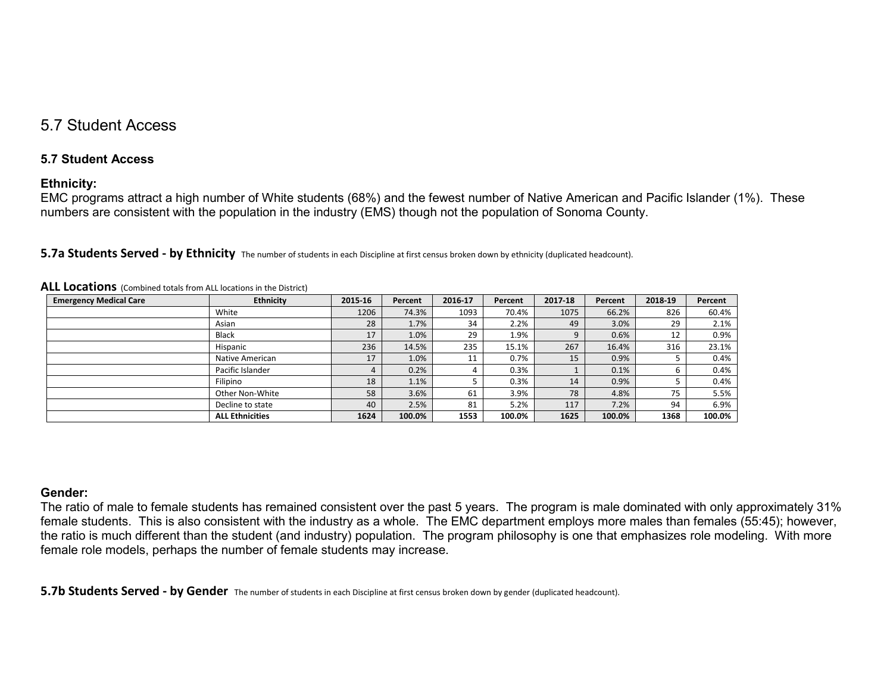# 5.7 Student Access

### 5.7 Student Access

**Ethnicity:**

EMC programs attract a high number of White students (68%) and the fewest number of Native American and Pacific Islander (1%). These numbers are consistent with the population in the industry (EMS) though not the population of Sonoma County.

**5.7a Students Served - by Ethnicity** The number of students in each Discipline at first census broken down by ethnicity (duplicated headcount).

**ALL Locations** (Combined totals from ALL locations in the District)

| Emergency Medical Care | Ethnicity | 2015-16 | Percent | 2016-17 | Percent | 2017-18 | Percent | 2018-19 | Percent |
|---|---|---|---|---|---|---|---|---|---|
| | White | 1206 | 74.3% | 1093 | 70.4% | 1075 | 66.2% | 826 | 60.4% |
| | Asian | 28 | 1.7% | 34 | 2.2% | 49 | 3.0% | 29 | 2.1% |
| | Black | 17 | 1.0% | 29 | 1.9% | 9 | 0.6% | 12 | 0.9% |
| | Hispanic | 236 | 14.5% | 235 | 15.1% | 267 | 16.4% | 316 | 23.1% |
| | Native American | 17 | 1.0% | 11 | 0.7% | 15 | 0.9% | 5 | 0.4% |
| | Pacific Islander | 4 | 0.2% | 4 | 0.3% | 1 | 0.1% | 6 | 0.4% |
| | Filipino | 18 | 1.1% | 5 | 0.3% | 14 | 0.9% | 5 | 0.4% |
| | Other Non-White | 58 | 3.6% | 61 | 3.9% | 78 | 4.8% | 75 | 5.5% |
| | Decline to state | 40 | 2.5% | 81 | 5.2% | 117 | 7.2% | 94 | 6.9% |
| | **ALL Ethnicities** | **1624** | **100.0%** | **1553** | **100.0%** | **1625** | **100.0%** | **1368** | **100.0%** |

**Gender:**

The ratio of male to female students has remained consistent over the past 5 years. The program is male dominated with only approximately 31% female students. This is also consistent with the industry as a whole. The EMC department employs more males than females (55:45); however, the ratio is much different than the student (and industry) population. The program philosophy is one that emphasizes role modeling. With more female role models, perhaps the number of female students may increase.

**5.7b Students Served - by Gender** The number of students in each Discipline at first census broken down by gender (duplicated headcount).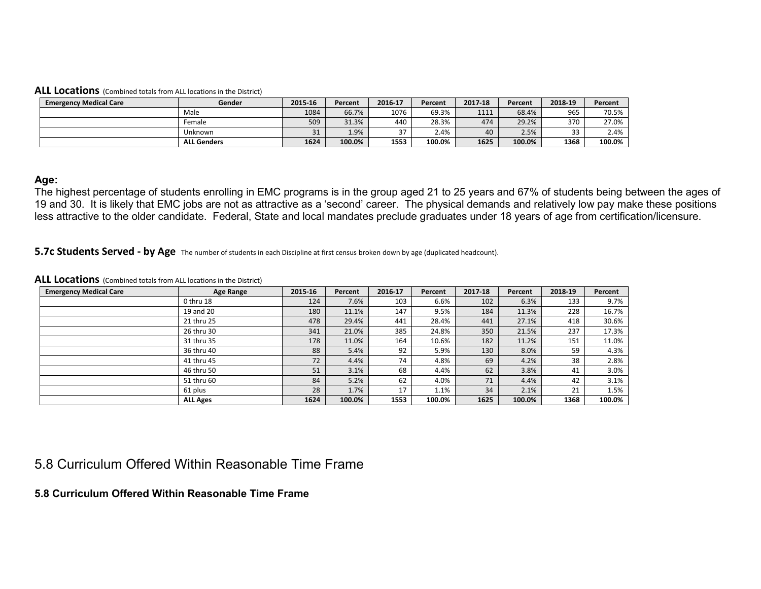**ALL Locations** (Combined totals from ALL locations in the District)

| Emergency Medical Care | Gender | 2015-16 | Percent | 2016-17 | Percent | 2017-18 | Percent | 2018-19 | Percent |
|---|---|---|---|---|---|---|---|---|---|
| | Male | 1084 | 66.7% | 1076 | 69.3% | 1111 | 68.4% | 965 | 70.5% |
| | Female | 509 | 31.3% | 440 | 28.3% | 474 | 29.2% | 370 | 27.0% |
| | Unknown | 31 | 1.9% | 37 | 2.4% | 40 | 2.5% | 33 | 2.4% |
| | **ALL Genders** | **1624** | **100.0%** | **1553** | **100.0%** | **1625** | **100.0%** | **1368** | **100.0%** |

**Age:**

The highest percentage of students enrolling in EMC programs is in the group aged 21 to 25 years and 67% of students being between the ages of 19 and 30. It is likely that EMC jobs are not as attractive as a 'second' career. The physical demands and relatively low pay make these positions less attractive to the older candidate. Federal, State and local mandates preclude graduates under 18 years of age from certification/licensure.

**5.7c Students Served - by Age** The number of students in each Discipline at first census broken down by age (duplicated headcount).

**ALL Locations** (Combined totals from ALL locations in the District)

| Emergency Medical Care | Age Range | 2015-16 | Percent | 2016-17 | Percent | 2017-18 | Percent | 2018-19 | Percent |
|---|---|---|---|---|---|---|---|---|---|
| | 0 thru 18 | 124 | 7.6% | 103 | 6.6% | 102 | 6.3% | 133 | 9.7% |
| | 19 and 20 | 180 | 11.1% | 147 | 9.5% | 184 | 11.3% | 228 | 16.7% |
| | 21 thru 25 | 478 | 29.4% | 441 | 28.4% | 441 | 27.1% | 418 | 30.6% |
| | 26 thru 30 | 341 | 21.0% | 385 | 24.8% | 350 | 21.5% | 237 | 17.3% |
| | 31 thru 35 | 178 | 11.0% | 164 | 10.6% | 182 | 11.2% | 151 | 11.0% |
| | 36 thru 40 | 88 | 5.4% | 92 | 5.9% | 130 | 8.0% | 59 | 4.3% |
| | 41 thru 45 | 72 | 4.4% | 74 | 4.8% | 69 | 4.2% | 38 | 2.8% |
| | 46 thru 50 | 51 | 3.1% | 68 | 4.4% | 62 | 3.8% | 41 | 3.0% |
| | 51 thru 60 | 84 | 5.2% | 62 | 4.0% | 71 | 4.4% | 42 | 3.1% |
| | 61 plus | 28 | 1.7% | 17 | 1.1% | 34 | 2.1% | 21 | 1.5% |
| | **ALL Ages** | **1624** | **100.0%** | **1553** | **100.0%** | **1625** | **100.0%** | **1368** | **100.0%** |

# 5.8 Curriculum Offered Within Reasonable Time Frame

### 5.8 Curriculum Offered Within Reasonable Time Frame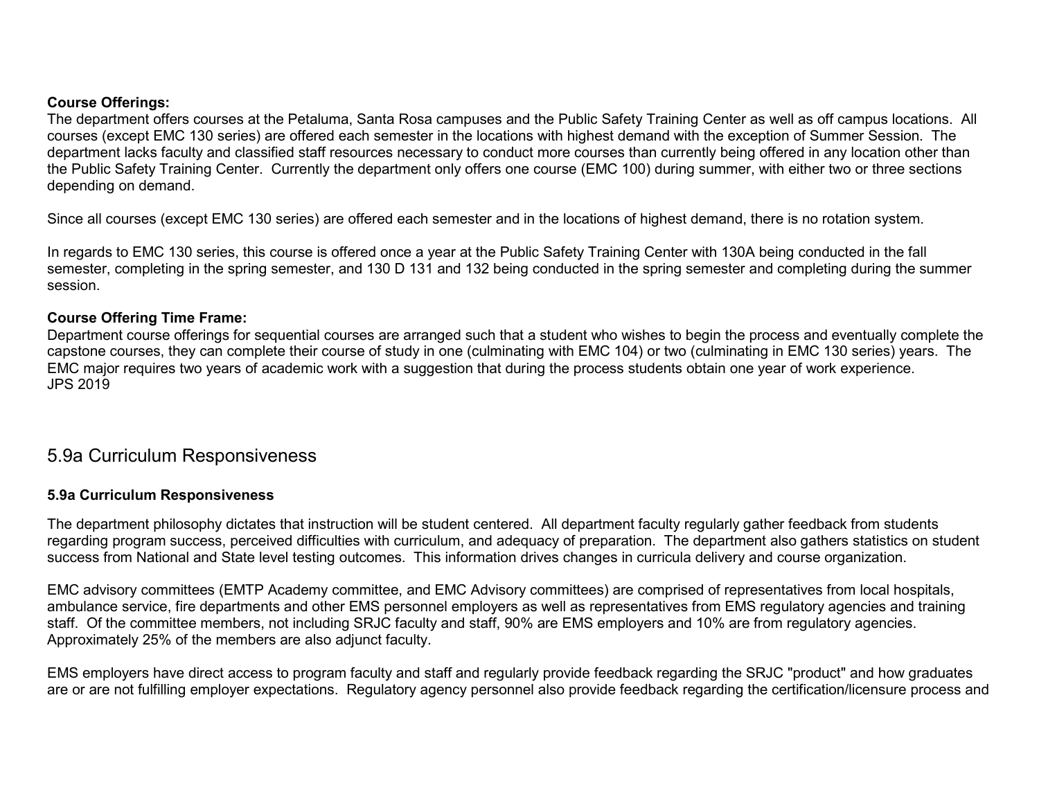**Course Offerings:**
The department offers courses at the Petaluma, Santa Rosa campuses and the Public Safety Training Center as well as off campus locations. All courses (except EMC 130 series) are offered each semester in the locations with highest demand with the exception of Summer Session. The department lacks faculty and classified staff resources necessary to conduct more courses than currently being offered in any location other than the Public Safety Training Center. Currently the department only offers one course (EMC 100) during summer, with either two or three sections depending on demand.

Since all courses (except EMC 130 series) are offered each semester and in the locations of highest demand, there is no rotation system.

In regards to EMC 130 series, this course is offered once a year at the Public Safety Training Center with 130A being conducted in the fall semester, completing in the spring semester, and 130 D 131 and 132 being conducted in the spring semester and completing during the summer session.

**Course Offering Time Frame:**
Department course offerings for sequential courses are arranged such that a student who wishes to begin the process and eventually complete the capstone courses, they can complete their course of study in one (culminating with EMC 104) or two (culminating in EMC 130 series) years. The EMC major requires two years of academic work with a suggestion that during the process students obtain one year of work experience.
JPS 2019

## 5.9a Curriculum Responsiveness

**5.9a Curriculum Responsiveness**

The department philosophy dictates that instruction will be student centered. All department faculty regularly gather feedback from students regarding program success, perceived difficulties with curriculum, and adequacy of preparation. The department also gathers statistics on student success from National and State level testing outcomes. This information drives changes in curricula delivery and course organization.

EMC advisory committees (EMTP Academy committee, and EMC Advisory committees) are comprised of representatives from local hospitals, ambulance service, fire departments and other EMS personnel employers as well as representatives from EMS regulatory agencies and training staff. Of the committee members, not including SRJC faculty and staff, 90% are EMS employers and 10% are from regulatory agencies. Approximately 25% of the members are also adjunct faculty.

EMS employers have direct access to program faculty and staff and regularly provide feedback regarding the SRJC "product" and how graduates are or are not fulfilling employer expectations. Regulatory agency personnel also provide feedback regarding the certification/licensure process and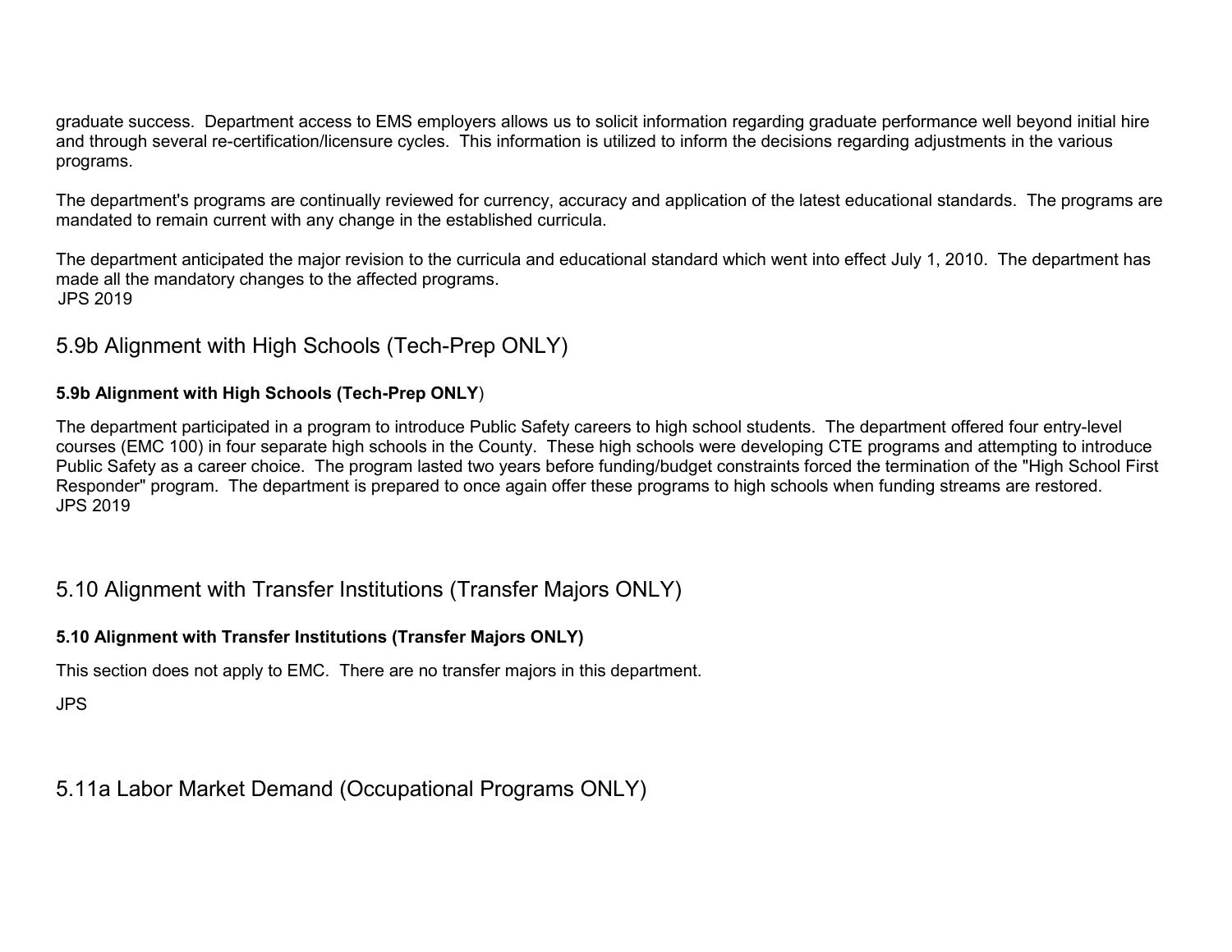graduate success. Department access to EMS employers allows us to solicit information regarding graduate performance well beyond initial hire and through several re-certification/licensure cycles. This information is utilized to inform the decisions regarding adjustments in the various programs.

The department's programs are continually reviewed for currency, accuracy and application of the latest educational standards. The programs are mandated to remain current with any change in the established curricula.

The department anticipated the major revision to the curricula and educational standard which went into effect July 1, 2010. The department has made all the mandatory changes to the affected programs.
JPS 2019

## 5.9b Alignment with High Schools (Tech-Prep ONLY)

**5.9b Alignment with High Schools (Tech-Prep ONLY**)

The department participated in a program to introduce Public Safety careers to high school students. The department offered four entry-level courses (EMC 100) in four separate high schools in the County. These high schools were developing CTE programs and attempting to introduce Public Safety as a career choice. The program lasted two years before funding/budget constraints forced the termination of the "High School First Responder" program. The department is prepared to once again offer these programs to high schools when funding streams are restored.
JPS 2019

## 5.10 Alignment with Transfer Institutions (Transfer Majors ONLY)

**5.10 Alignment with Transfer Institutions (Transfer Majors ONLY)**

This section does not apply to EMC. There are no transfer majors in this department.

JPS

## 5.11a Labor Market Demand (Occupational Programs ONLY)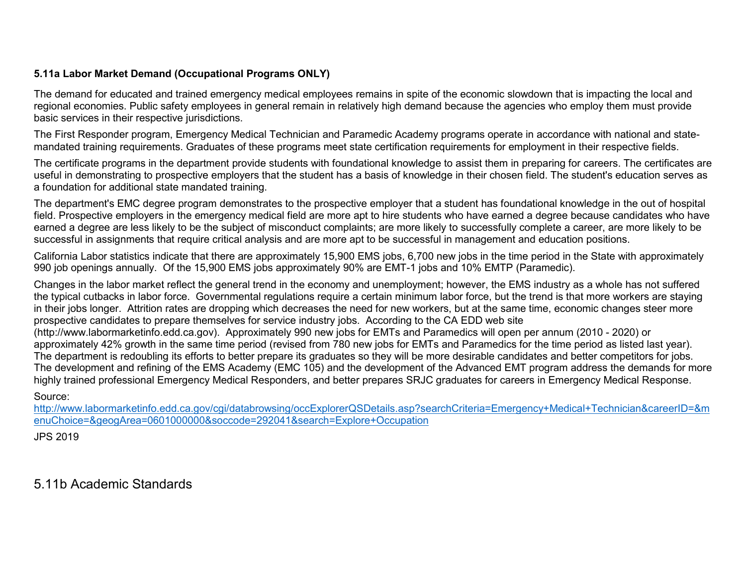### 5.11a Labor Market Demand (Occupational Programs ONLY)

The demand for educated and trained emergency medical employees remains in spite of the economic slowdown that is impacting the local and regional economies. Public safety employees in general remain in relatively high demand because the agencies who employ them must provide basic services in their respective jurisdictions.

The First Responder program, Emergency Medical Technician and Paramedic Academy programs operate in accordance with national and state-mandated training requirements. Graduates of these programs meet state certification requirements for employment in their respective fields.

The certificate programs in the department provide students with foundational knowledge to assist them in preparing for careers. The certificates are useful in demonstrating to prospective employers that the student has a basis of knowledge in their chosen field. The student's education serves as a foundation for additional state mandated training.

The department's EMC degree program demonstrates to the prospective employer that a student has foundational knowledge in the out of hospital field. Prospective employers in the emergency medical field are more apt to hire students who have earned a degree because candidates who have earned a degree are less likely to be the subject of misconduct complaints; are more likely to successfully complete a career, are more likely to be successful in assignments that require critical analysis and are more apt to be successful in management and education positions.

California Labor statistics indicate that there are approximately 15,900 EMS jobs, 6,700 new jobs in the time period in the State with approximately 990 job openings annually. Of the 15,900 EMS jobs approximately 90% are EMT-1 jobs and 10% EMTP (Paramedic).

Changes in the labor market reflect the general trend in the economy and unemployment; however, the EMS industry as a whole has not suffered the typical cutbacks in labor force. Governmental regulations require a certain minimum labor force, but the trend is that more workers are staying in their jobs longer. Attrition rates are dropping which decreases the need for new workers, but at the same time, economic changes steer more prospective candidates to prepare themselves for service industry jobs. According to the CA EDD web site (http://www.labormarketinfo.edd.ca.gov). Approximately 990 new jobs for EMTs and Paramedics will open per annum (2010 - 2020) or approximately 42% growth in the same time period (revised from 780 new jobs for EMTs and Paramedics for the time period as listed last year). The department is redoubling its efforts to better prepare its graduates so they will be more desirable candidates and better competitors for jobs. The development and refining of the EMS Academy (EMC 105) and the development of the Advanced EMT program address the demands for more highly trained professional Emergency Medical Responders, and better prepares SRJC graduates for careers in Emergency Medical Response.

Source:
http://www.labormarketinfo.edd.ca.gov/cgi/databrowsing/occExplorerQSDetails.asp?searchCriteria=Emergency+Medical+Technician&careerID=&menuChoice=&geogArea=0601000000&soccode=292041&search=Explore+Occupation

JPS 2019

## 5.11b Academic Standards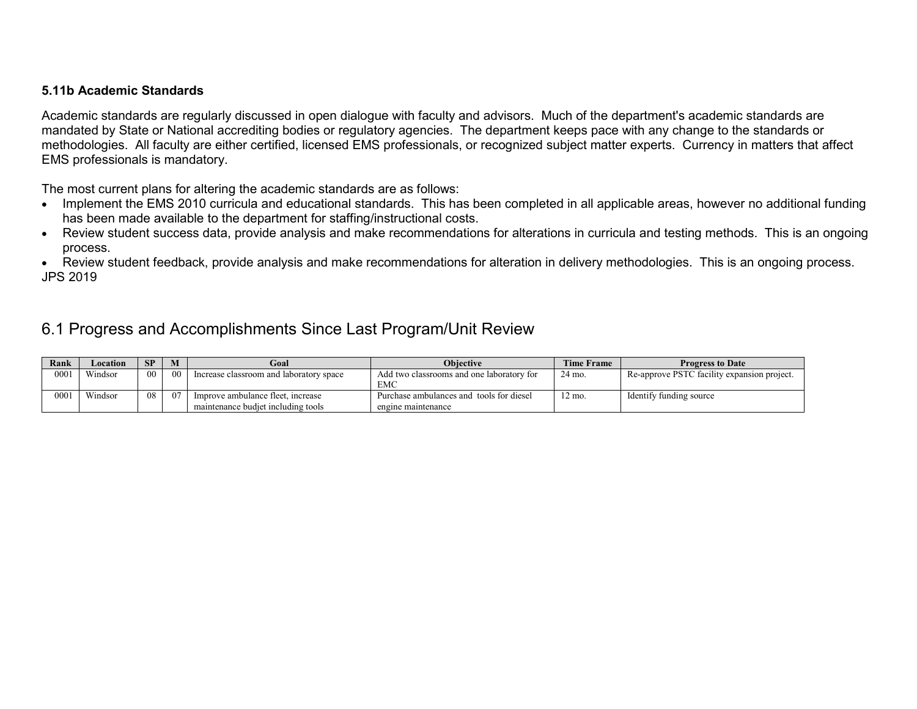### 5.11b Academic Standards

Academic standards are regularly discussed in open dialogue with faculty and advisors. Much of the department's academic standards are mandated by State or National accrediting bodies or regulatory agencies. The department keeps pace with any change to the standards or methodologies. All faculty are either certified, licensed EMS professionals, or recognized subject matter experts. Currency in matters that affect EMS professionals is mandatory.

The most current plans for altering the academic standards are as follows:

- Implement the EMS 2010 curricula and educational standards. This has been completed in all applicable areas, however no additional funding has been made available to the department for staffing/instructional costs.
- Review student success data, provide analysis and make recommendations for alterations in curricula and testing methods. This is an ongoing process.
- Review student feedback, provide analysis and make recommendations for alteration in delivery methodologies. This is an ongoing process.

JPS 2019

## 6.1 Progress and Accomplishments Since Last Program/Unit Review

| Rank | Location | SP | M | Goal | Objective | Time Frame | Progress to Date |
|---|---|---|---|---|---|---|---|
| 0001 | Windsor | 00 | 00 | Increase classroom and laboratory space | Add two classrooms and one laboratory for EMC | 24 mo. | Re-approve PSTC facility expansion project. |
| 0001 | Windsor | 08 | 07 | Improve ambulance fleet, increase maintenance budjet including tools | Purchase ambulances and tools for diesel engine maintenance | 12 mo. | Identify funding source |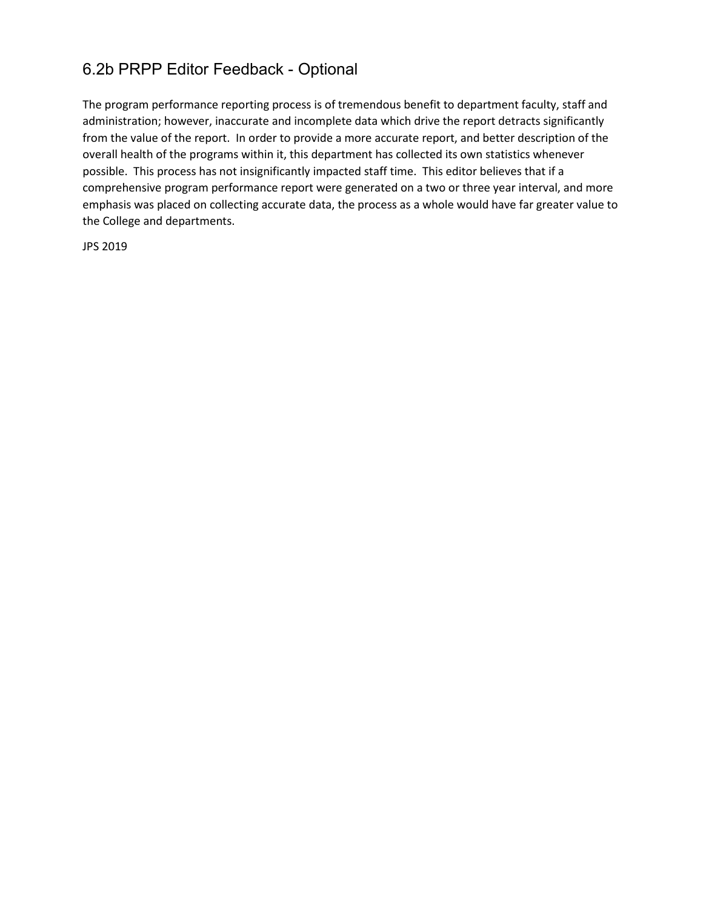## 6.2b PRPP Editor Feedback - Optional

The program performance reporting process is of tremendous benefit to department faculty, staff and administration; however, inaccurate and incomplete data which drive the report detracts significantly from the value of the report. In order to provide a more accurate report, and better description of the overall health of the programs within it, this department has collected its own statistics whenever possible. This process has not insignificantly impacted staff time. This editor believes that if a comprehensive program performance report were generated on a two or three year interval, and more emphasis was placed on collecting accurate data, the process as a whole would have far greater value to the College and departments.

JPS 2019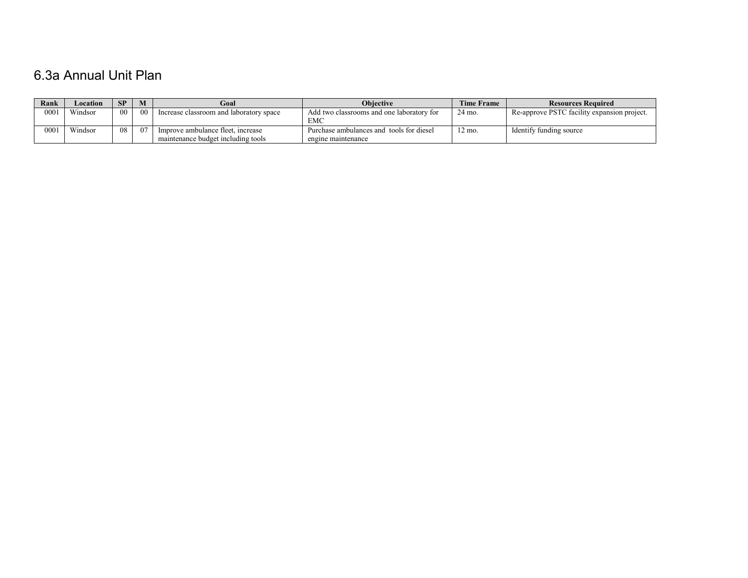## 6.3a Annual Unit Plan

| Rank | Location | SP | M | Goal | Objective | Time Frame | Resources Required |
|---|---|---|---|---|---|---|---|
| 0001 | Windsor | 00 | 00 | Increase classroom and laboratory space | Add two classrooms and one laboratory for EMC | 24 mo. | Re-approve PSTC facility expansion project. |
| 0001 | Windsor | 08 | 07 | Improve ambulance fleet, increase maintenance budget including tools | Purchase ambulances and tools for diesel engine maintenance | 12 mo. | Identify funding source |